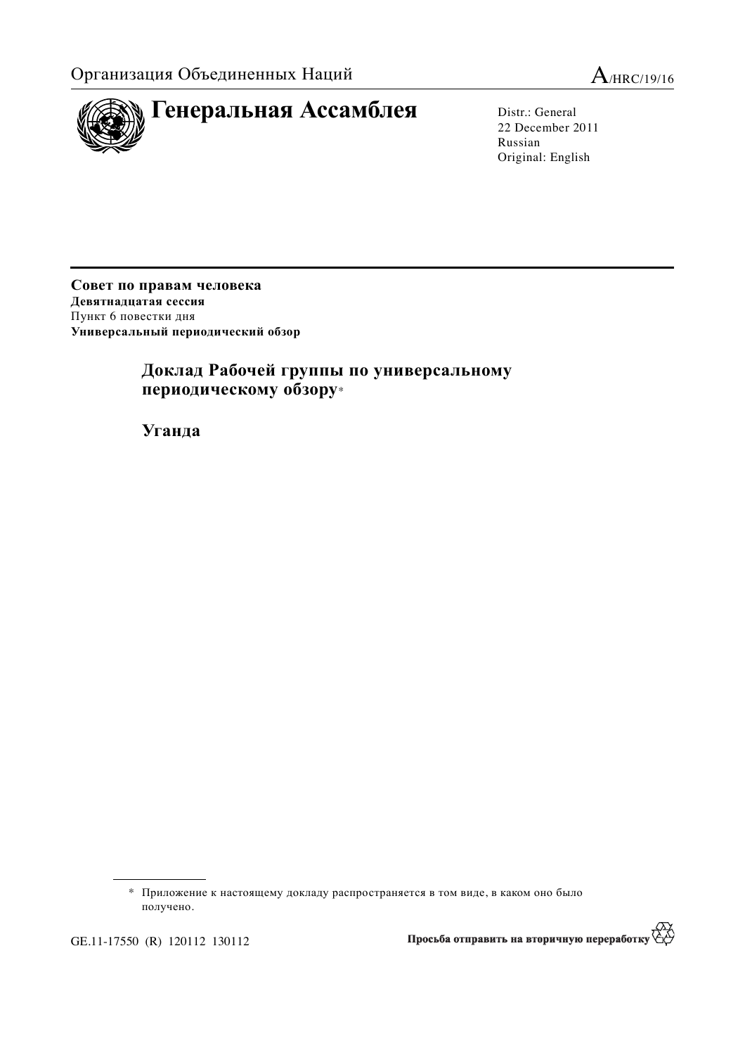Организация Объединенных Наций

A/HRC/19/16

# Генеральная Ассамблея

Distr.: General
22 December 2011
Russian
Original: English

**Совет по правам человека**
**Девятнадцатая сессия**
Пункт 6 повестки дня
**Универсальный периодический обзор**

## Доклад Рабочей группы по универсальному периодическому обзору*

## Уганда

* Приложение к настоящему докладу распространяется в том виде, в каком оно было получено.

GE.11-17550 (R) 120112 130112

Просьба отправить на вторичную переработку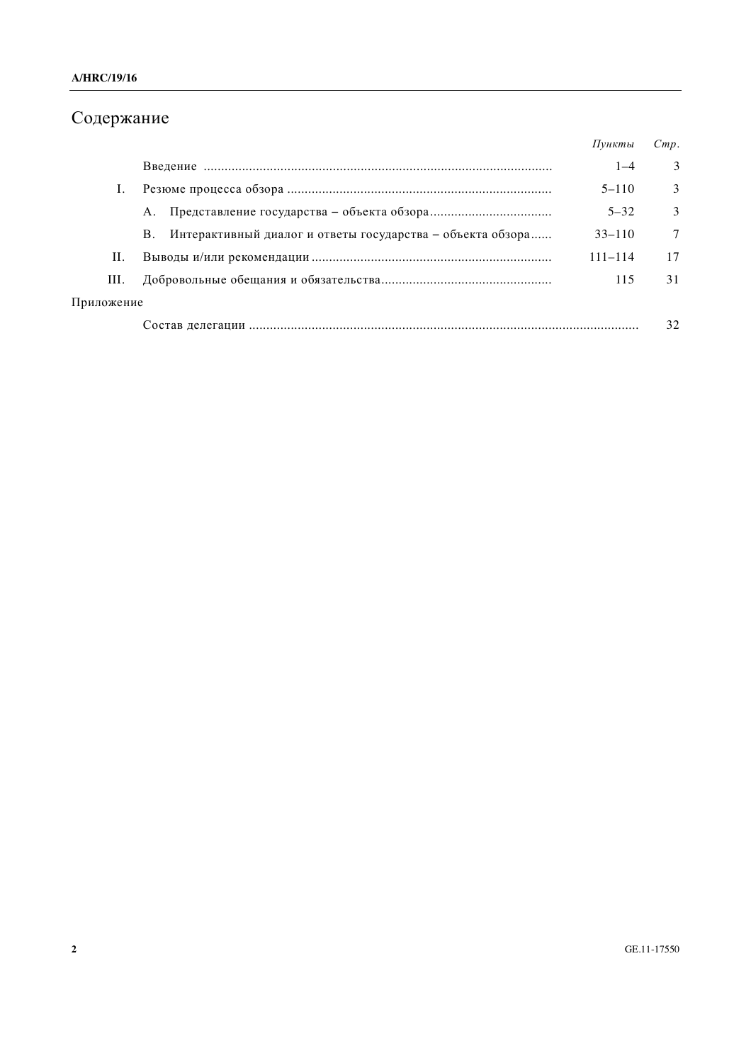# Содержание

| | | *Пункты* | *Стр.* |
|---|---|---|---|
| | Введение | 1–4 | 3 |
| I. | Резюме процесса обзора | 5–110 | 3 |
| | A. Представление государства – объекта обзора | 5–32 | 3 |
| | B. Интерактивный диалог и ответы государства – объекта обзора | 33–110 | 7 |
| II. | Выводы и/или рекомендации | 111–114 | 17 |
| III. | Добровольные обещания и обязательства | 115 | 31 |
| Приложение | | | |
| | Состав делегации | | 32 |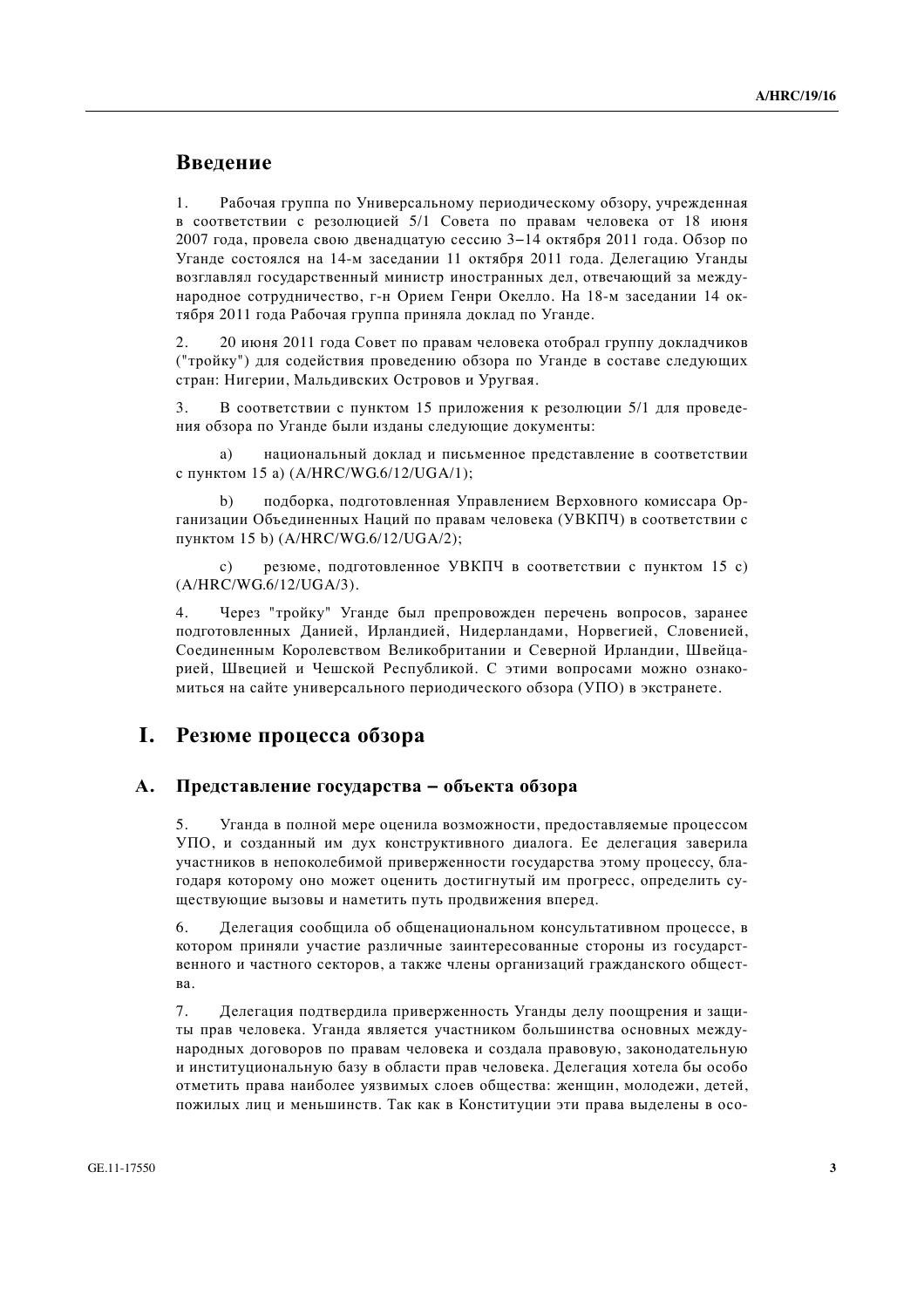## Введение

1. Рабочая группа по Универсальному периодическому обзору, учрежденная в соответствии с резолюцией 5/1 Совета по правам человека от 18 июня 2007 года, провела свою двенадцатую сессию 3–14 октября 2011 года. Обзор по Уганде состоялся на 14-м заседании 11 октября 2011 года. Делегацию Уганды возглавлял государственный министр иностранных дел, отвечающий за международное сотрудничество, г-н Орием Генри Окелло. На 18-м заседании 14 октября 2011 года Рабочая группа приняла доклад по Уганде.

2. 20 июня 2011 года Совет по правам человека отобрал группу докладчиков ("тройку") для содействия проведению обзора по Уганде в составе следующих стран: Нигерии, Мальдивских Островов и Уругвая.

3. В соответствии с пунктом 15 приложения к резолюции 5/1 для проведения обзора по Уганде были изданы следующие документы:

a) национальный доклад и письменное представление в соответствии с пунктом 15 а) (A/HRC/WG.6/12/UGA/1);

b) подборка, подготовленная Управлением Верховного комиссара Организации Объединенных Наций по правам человека (УВКПЧ) в соответствии с пунктом 15 b) (A/HRC/WG.6/12/UGA/2);

c) резюме, подготовленное УВКПЧ в соответствии с пунктом 15 с) (A/HRC/WG.6/12/UGA/3).

4. Через "тройку" Уганде был препровожден перечень вопросов, заранее подготовленных Данией, Ирландией, Нидерландами, Норвегией, Словенией, Соединенным Королевством Великобритании и Северной Ирландии, Швейцарией, Швецией и Чешской Республикой. С этими вопросами можно ознакомиться на сайте универсального периодического обзора (УПО) в экстранете.

# I. Резюме процесса обзора

## A. Представление государства – объекта обзора

5. Уганда в полной мере оценила возможности, предоставляемые процессом УПО, и созданный им дух конструктивного диалога. Ее делегация заверила участников в непоколебимой приверженности государства этому процессу, благодаря которому оно может оценить достигнутый им прогресс, определить существующие вызовы и наметить путь продвижения вперед.

6. Делегация сообщила об общенациональном консультативном процессе, в котором приняли участие различные заинтересованные стороны из государственного и частного секторов, а также члены организаций гражданского общества.

7. Делегация подтвердила приверженность Уганды делу поощрения и защиты прав человека. Уганда является участником большинства основных международных договоров по правам человека и создала правовую, законодательную и институциональную базу в области прав человека. Делегация хотела бы особо отметить права наиболее уязвимых слоев общества: женщин, молодежи, детей, пожилых лиц и меньшинств. Так как в Конституции эти права выделены в осо-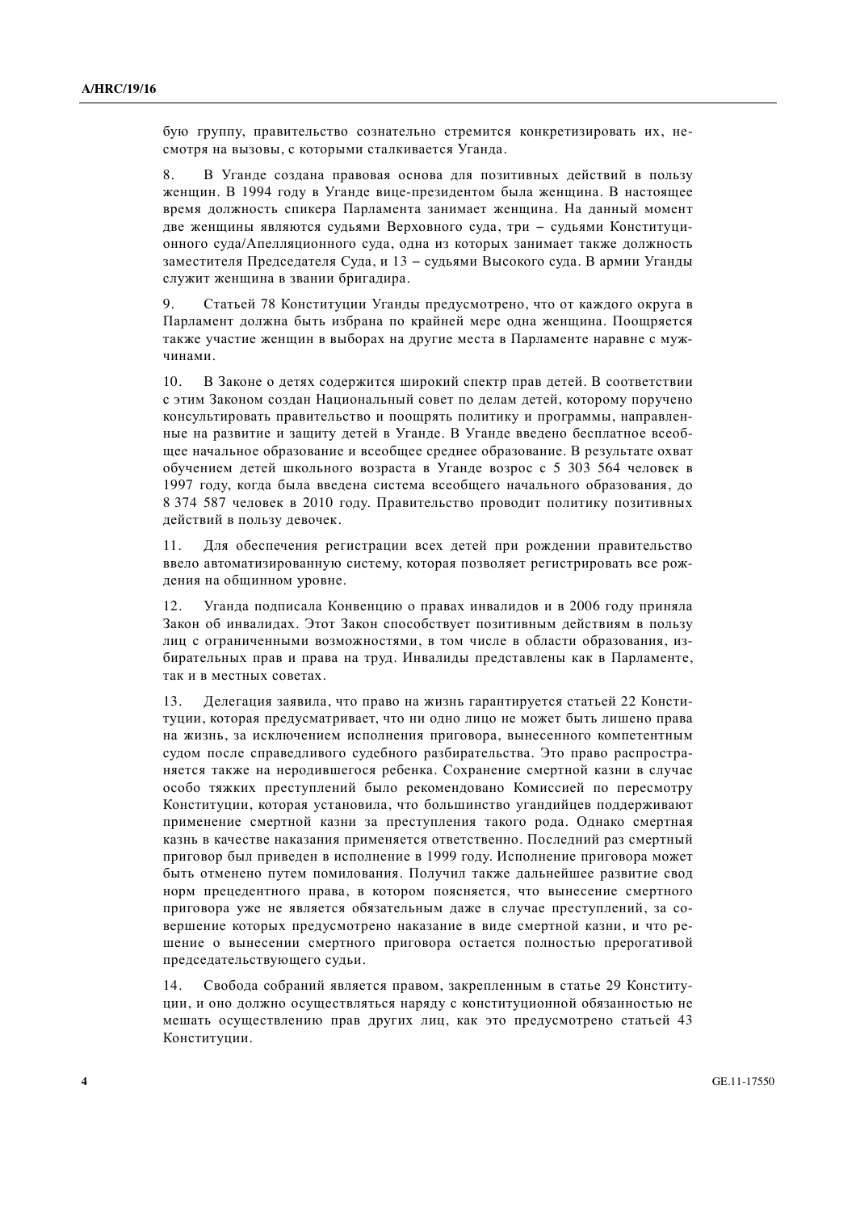бую группу, правительство сознательно стремится конкретизировать их, несмотря на вызовы, с которыми сталкивается Уганда.

8. В Уганде создана правовая основа для позитивных действий в пользу женщин. В 1994 году в Уганде вице-президентом была женщина. В настоящее время должность спикера Парламента занимает женщина. На данный момент две женщины являются судьями Верховного суда, три – судьями Конституционного суда/Апелляционного суда, одна из которых занимает также должность заместителя Председателя Суда, и 13 – судьями Высокого суда. В армии Уганды служит женщина в звании бригадира.

9. Статьей 78 Конституции Уганды предусмотрено, что от каждого округа в Парламент должна быть избрана по крайней мере одна женщина. Поощряется также участие женщин в выборах на другие места в Парламенте наравне с мужчинами.

10. В Законе о детях содержится широкий спектр прав детей. В соответствии с этим Законом создан Национальный совет по делам детей, которому поручено консультировать правительство и поощрять политику и программы, направленные на развитие и защиту детей в Уганде. В Уганде введено бесплатное всеобщее начальное образование и всеобщее среднее образование. В результате охват обучением детей школьного возраста в Уганде возрос с 5 303 564 человек в 1997 году, когда была введена система всеобщего начального образования, до 8 374 587 человек в 2010 году. Правительство проводит политику позитивных действий в пользу девочек.

11. Для обеспечения регистрации всех детей при рождении правительство ввело автоматизированную систему, которая позволяет регистрировать все рождения на общинном уровне.

12. Уганда подписала Конвенцию о правах инвалидов и в 2006 году приняла Закон об инвалидах. Этот Закон способствует позитивным действиям в пользу лиц с ограниченными возможностями, в том числе в области образования, избирательных прав и права на труд. Инвалиды представлены как в Парламенте, так и в местных советах.

13. Делегация заявила, что право на жизнь гарантируется статьей 22 Конституции, которая предусматривает, что ни одно лицо не может быть лишено права на жизнь, за исключением исполнения приговора, вынесенного компетентным судом после справедливого судебного разбирательства. Это право распространяется также на неродившегося ребенка. Сохранение смертной казни в случае особо тяжких преступлений было рекомендовано Комиссией по пересмотру Конституции, которая установила, что большинство угандийцев поддерживают применение смертной казни за преступления такого рода. Однако смертная казнь в качестве наказания применяется ответственно. Последний раз смертный приговор был приведен в исполнение в 1999 году. Исполнение приговора может быть отменено путем помилования. Получил также дальнейшее развитие свод норм прецедентного права, в котором поясняется, что вынесение смертного приговора уже не является обязательным даже в случае преступлений, за совершение которых предусмотрено наказание в виде смертной казни, и что решение о вынесении смертного приговора остается полностью прерогативой председательствующего судьи.

14. Свобода собраний является правом, закрепленным в статье 29 Конституции, и оно должно осуществляться наряду с конституционной обязанностью не мешать осуществлению прав других лиц, как это предусмотрено статьей 43 Конституции.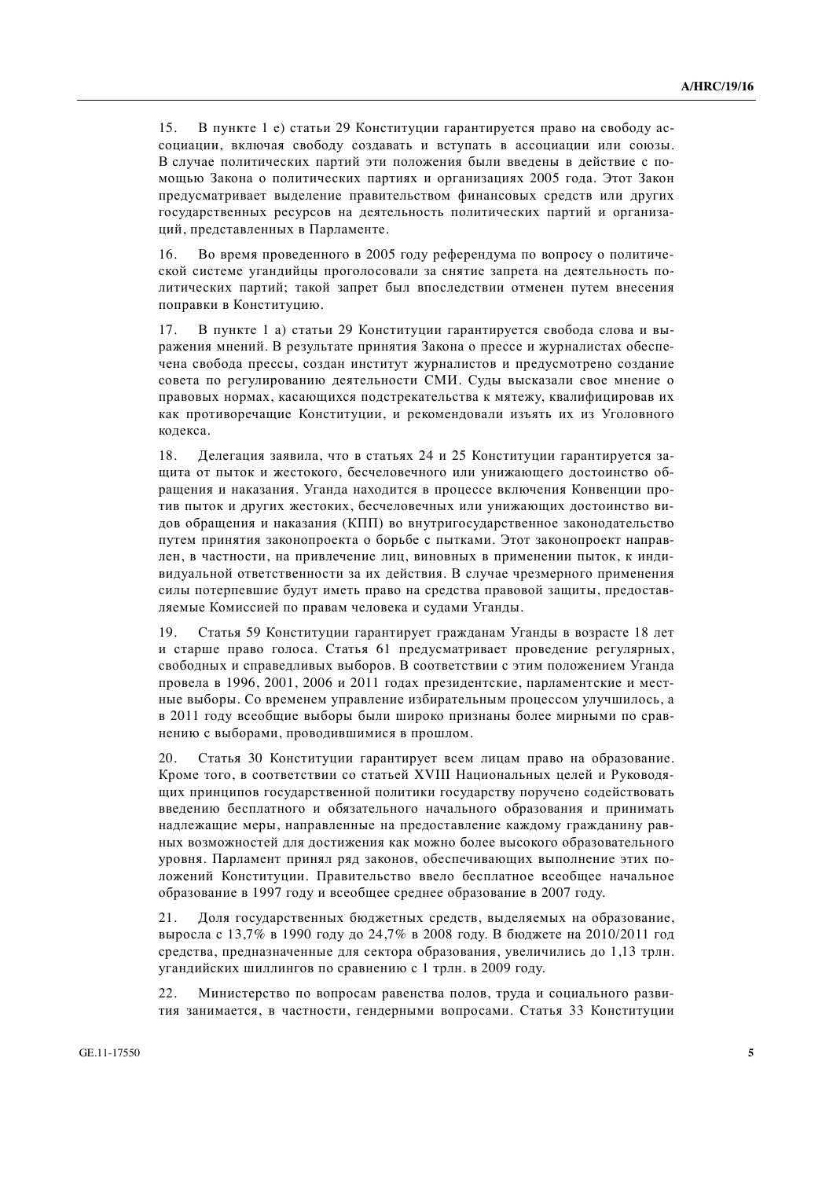15. В пункте 1 е) статьи 29 Конституции гарантируется право на свободу ассоциации, включая свободу создавать и вступать в ассоциации или союзы. В случае политических партий эти положения были введены в действие с помощью Закона о политических партиях и организациях 2005 года. Этот Закон предусматривает выделение правительством финансовых средств или других государственных ресурсов на деятельность политических партий и организаций, представленных в Парламенте.

16. Во время проведенного в 2005 году референдума по вопросу о политической системе угандийцы проголосовали за снятие запрета на деятельность политических партий; такой запрет был впоследствии отменен путем внесения поправки в Конституцию.

17. В пункте 1 а) статьи 29 Конституции гарантируется свобода слова и выражения мнений. В результате принятия Закона о прессе и журналистах обеспечена свобода прессы, создан институт журналистов и предусмотрено создание совета по регулированию деятельности СМИ. Суды высказали свое мнение о правовых нормах, касающихся подстрекательства к мятежу, квалифицировав их как противоречащие Конституции, и рекомендовали изъять их из Уголовного кодекса.

18. Делегация заявила, что в статьях 24 и 25 Конституции гарантируется защита от пыток и жестокого, бесчеловечного или унижающего достоинство обращения и наказания. Уганда находится в процессе включения Конвенции против пыток и других жестоких, бесчеловечных или унижающих достоинство видов обращения и наказания (КПП) во внутригосударственное законодательство путем принятия законопроекта о борьбе с пытками. Этот законопроект направлен, в частности, на привлечение лиц, виновных в применении пыток, к индивидуальной ответственности за их действия. В случае чрезмерного применения силы потерпевшие будут иметь право на средства правовой защиты, предоставляемые Комиссией по правам человека и судами Уганды.

19. Статья 59 Конституции гарантирует гражданам Уганды в возрасте 18 лет и старше право голоса. Статья 61 предусматривает проведение регулярных, свободных и справедливых выборов. В соответствии с этим положением Уганда провела в 1996, 2001, 2006 и 2011 годах президентские, парламентские и местные выборы. Со временем управление избирательным процессом улучшилось, а в 2011 году всеобщие выборы были широко признаны более мирными по сравнению с выборами, проводившимися в прошлом.

20. Статья 30 Конституции гарантирует всем лицам право на образование. Кроме того, в соответствии со статьей XVIII Национальных целей и Руководящих принципов государственной политики государству поручено содействовать введению бесплатного и обязательного начального образования и принимать надлежащие меры, направленные на предоставление каждому гражданину равных возможностей для достижения как можно более высокого образовательного уровня. Парламент принял ряд законов, обеспечивающих выполнение этих положений Конституции. Правительство ввело бесплатное всеобщее начальное образование в 1997 году и всеобщее среднее образование в 2007 году.

21. Доля государственных бюджетных средств, выделяемых на образование, выросла с 13,7% в 1990 году до 24,7% в 2008 году. В бюджете на 2010/2011 год средства, предназначенные для сектора образования, увеличились до 1,13 трлн. угандийских шиллингов по сравнению с 1 трлн. в 2009 году.

22. Министерство по вопросам равенства полов, труда и социального развития занимается, в частности, гендерными вопросами. Статья 33 Конституции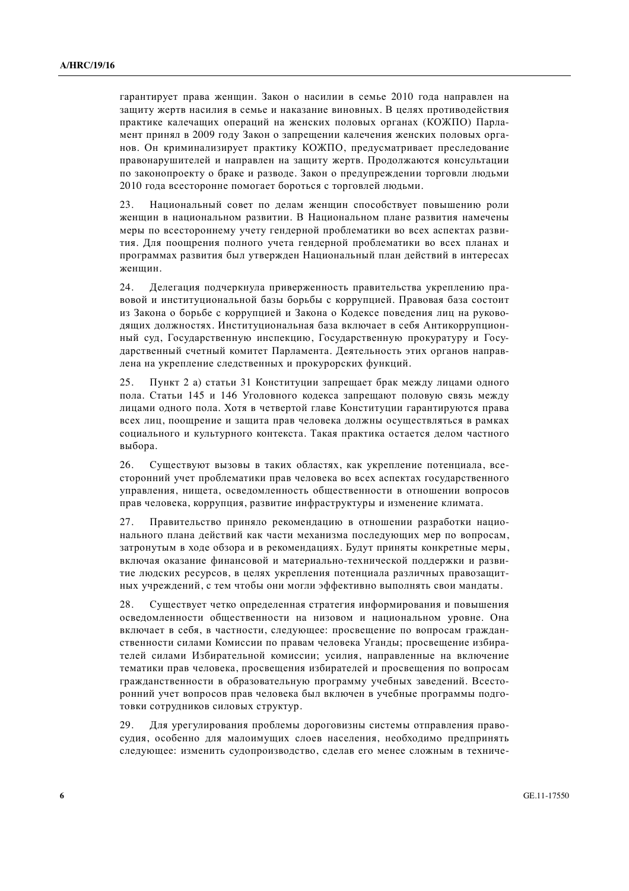гарантирует права женщин. Закон о насилии в семье 2010 года направлен на защиту жертв насилия в семье и наказание виновных. В целях противодействия практике калечащих операций на женских половых органах (КОЖПО) Парламент принял в 2009 году Закон о запрещении калечения женских половых органов. Он криминализирует практику КОЖПО, предусматривает преследование правонарушителей и направлен на защиту жертв. Продолжаются консультации по законопроекту о браке и разводе. Закон о предупреждении торговли людьми 2010 года всесторонне помогает бороться с торговлей людьми.

23. Национальный совет по делам женщин способствует повышению роли женщин в национальном развитии. В Национальном плане развития намечены меры по всестороннему учету гендерной проблематики во всех аспектах развития. Для поощрения полного учета гендерной проблематики во всех планах и программах развития был утвержден Национальный план действий в интересах женщин.

24. Делегация подчеркнула приверженность правительства укреплению правовой и институциональной базы борьбы с коррупцией. Правовая база состоит из Закона о борьбе с коррупцией и Закона о Кодексе поведения лиц на руководящих должностях. Институциональная база включает в себя Антикоррупционный суд, Государственную инспекцию, Государственную прокуратуру и Государственный счетный комитет Парламента. Деятельность этих органов направлена на укрепление следственных и прокурорских функций.

25. Пункт 2 а) статьи 31 Конституции запрещает брак между лицами одного пола. Статьи 145 и 146 Уголовного кодекса запрещают половую связь между лицами одного пола. Хотя в четвертой главе Конституции гарантируются права всех лиц, поощрение и защита прав человека должны осуществляться в рамках социального и культурного контекста. Такая практика остается делом частного выбора.

26. Существуют вызовы в таких областях, как укрепление потенциала, всесторонний учет проблематики прав человека во всех аспектах государственного управления, нищета, осведомленность общественности в отношении вопросов прав человека, коррупция, развитие инфраструктуры и изменение климата.

27. Правительство приняло рекомендацию в отношении разработки национального плана действий как части механизма последующих мер по вопросам, затронутым в ходе обзора и в рекомендациях. Будут приняты конкретные меры, включая оказание финансовой и материально-технической поддержки и развитие людских ресурсов, в целях укрепления потенциала различных правозащитных учреждений, с тем чтобы они могли эффективно выполнять свои мандаты.

28. Существует четко определенная стратегия информирования и повышения осведомленности общественности на низовом и национальном уровне. Она включает в себя, в частности, следующее: просвещение по вопросам гражданственности силами Комиссии по правам человека Уганды; просвещение избирателей силами Избирательной комиссии; усилия, направленные на включение тематики прав человека, просвещения избирателей и просвещения по вопросам гражданственности в образовательную программу учебных заведений. Всесторонний учет вопросов прав человека был включен в учебные программы подготовки сотрудников силовых структур.

29. Для урегулирования проблемы дороговизны системы отправления правосудия, особенно для малоимущих слоев населения, необходимо предпринять следующее: изменить судопроизводство, сделав его менее сложным в техниче-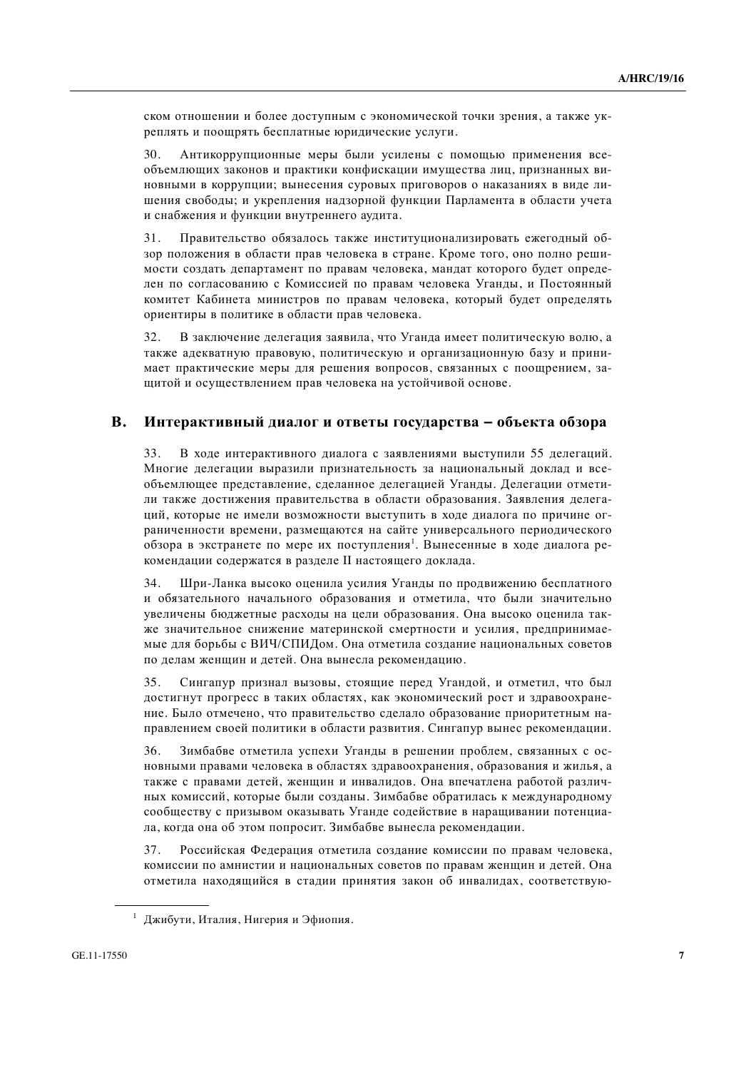ском отношении и более доступным с экономической точки зрения, а также укреплять и поощрять бесплатные юридические услуги.

30. Антикоррупционные меры были усилены с помощью применения всеобъемлющих законов и практики конфискации имущества лиц, признанных виновными в коррупции; вынесения суровых приговоров о наказаниях в виде лишения свободы; и укрепления надзорной функции Парламента в области учета и снабжения и функции внутреннего аудита.

31. Правительство обязалось также институционализировать ежегодный обзор положения в области прав человека в стране. Кроме того, оно полно решимости создать департамент по правам человека, мандат которого будет определен по согласованию с Комиссией по правам человека Уганды, и Постоянный комитет Кабинета министров по правам человека, который будет определять ориентиры в политике в области прав человека.

32. В заключение делегация заявила, что Уганда имеет политическую волю, а также адекватную правовую, политическую и организационную базу и принимает практические меры для решения вопросов, связанных с поощрением, защитой и осуществлением прав человека на устойчивой основе.

## B. Интерактивный диалог и ответы государства – объекта обзора

33. В ходе интерактивного диалога с заявлениями выступили 55 делегаций. Многие делегации выразили признательность за национальный доклад и всеобъемлющее представление, сделанное делегацией Уганды. Делегации отметили также достижения правительства в области образования. Заявления делегаций, которые не имели возможности выступить в ходе диалога по причине ограниченности времени, размещаются на сайте универсального периодического обзора в экстранете по мере их поступления[1]. Вынесенные в ходе диалога рекомендации содержатся в разделе II настоящего доклада.

34. Шри-Ланка высоко оценила усилия Уганды по продвижению бесплатного и обязательного начального образования и отметила, что были значительно увеличены бюджетные расходы на цели образования. Она высоко оценила также значительное снижение материнской смертности и усилия, предпринимаемые для борьбы с ВИЧ/СПИДом. Она отметила создание национальных советов по делам женщин и детей. Она вынесла рекомендацию.

35. Сингапур признал вызовы, стоящие перед Угандой, и отметил, что был достигнут прогресс в таких областях, как экономический рост и здравоохранение. Было отмечено, что правительство сделало образование приоритетным направлением своей политики в области развития. Сингапур вынес рекомендации.

36. Зимбабве отметила успехи Уганды в решении проблем, связанных с основными правами человека в областях здравоохранения, образования и жилья, а также с правами детей, женщин и инвалидов. Она впечатлена работой различных комиссий, которые были созданы. Зимбабве обратилась к международному сообществу с призывом оказывать Уганде содействие в наращивании потенциала, когда она об этом попросит. Зимбабве вынесла рекомендации.

37. Российская Федерация отметила создание комиссии по правам человека, комиссии по амнистии и национальных советов по правам женщин и детей. Она отметила находящийся в стадии принятия закон об инвалидах, соответствую-

---

[1] Джибути, Италия, Нигерия и Эфиопия.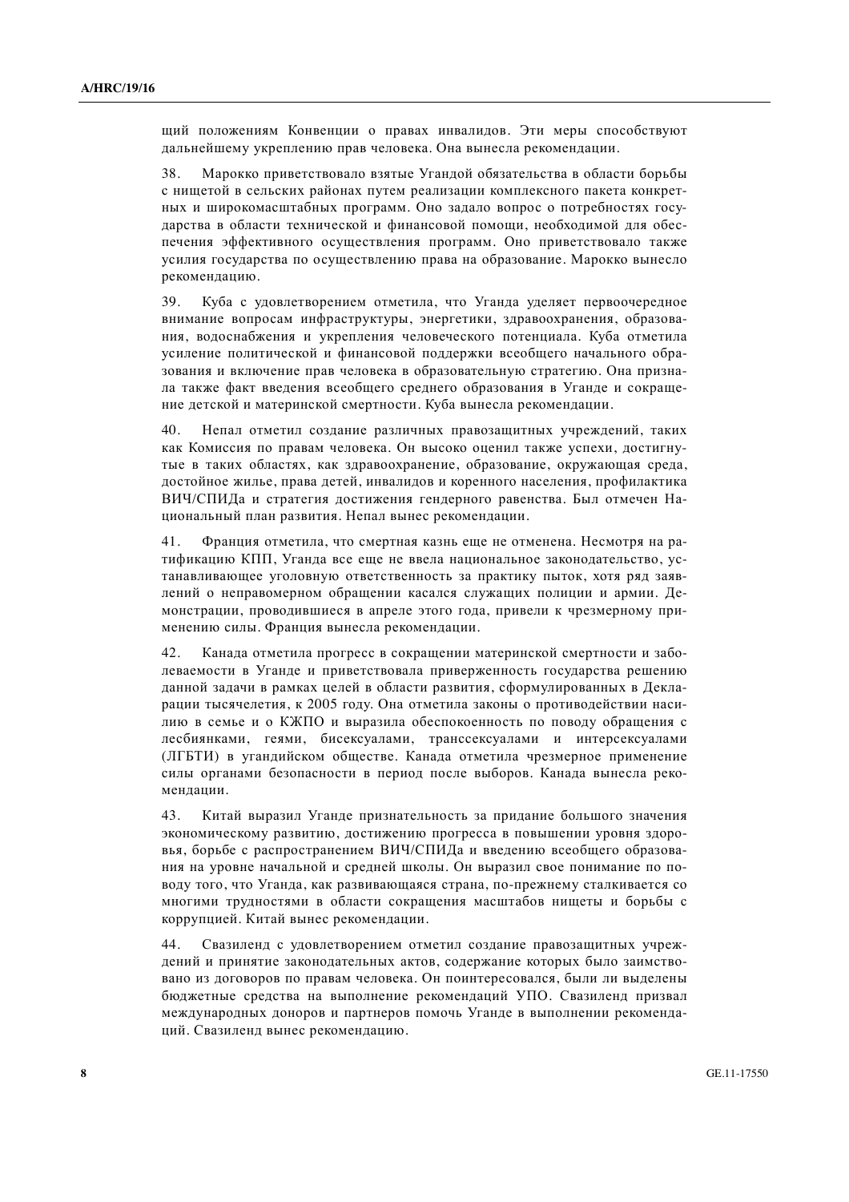щий положениям Конвенции о правах инвалидов. Эти меры способствуют дальнейшему укреплению прав человека. Она вынесла рекомендации.

38. Марокко приветствовало взятые Угандой обязательства в области борьбы с нищетой в сельских районах путем реализации комплексного пакета конкретных и широкомасштабных программ. Оно задало вопрос о потребностях государства в области технической и финансовой помощи, необходимой для обеспечения эффективного осуществления программ. Оно приветствовало также усилия государства по осуществлению права на образование. Марокко вынесло рекомендацию.

39. Куба с удовлетворением отметила, что Уганда уделяет первоочередное внимание вопросам инфраструктуры, энергетики, здравоохранения, образования, водоснабжения и укрепления человеческого потенциала. Куба отметила усиление политической и финансовой поддержки всеобщего начального образования и включение прав человека в образовательную стратегию. Она признала также факт введения всеобщего среднего образования в Уганде и сокращение детской и материнской смертности. Куба вынесла рекомендации.

40. Непал отметил создание различных правозащитных учреждений, таких как Комиссия по правам человека. Он высоко оценил также успехи, достигнутые в таких областях, как здравоохранение, образование, окружающая среда, достойное жилье, права детей, инвалидов и коренного населения, профилактика ВИЧ/СПИДа и стратегия достижения гендерного равенства. Был отмечен Национальный план развития. Непал вынес рекомендации.

41. Франция отметила, что смертная казнь еще не отменена. Несмотря на ратификацию КПП, Уганда все еще не ввела национальное законодательство, устанавливающее уголовную ответственность за практику пыток, хотя ряд заявлений о неправомерном обращении касался служащих полиции и армии. Демонстрации, проводившиеся в апреле этого года, привели к чрезмерному применению силы. Франция вынесла рекомендации.

42. Канада отметила прогресс в сокращении материнской смертности и заболеваемости в Уганде и приветствовала приверженность государства решению данной задачи в рамках целей в области развития, сформулированных в Декларации тысячелетия, к 2005 году. Она отметила законы о противодействии насилию в семье и о КЖПО и выразила обеспокоенность по поводу обращения с лесбиянками, геями, бисексуалами, транссексуалами и интерсексуалами (ЛГБТИ) в угандийском обществе. Канада отметила чрезмерное применение силы органами безопасности в период после выборов. Канада вынесла рекомендации.

43. Китай выразил Уганде признательность за придание большого значения экономическому развитию, достижению прогресса в повышении уровня здоровья, борьбе с распространением ВИЧ/СПИДа и введению всеобщего образования на уровне начальной и средней школы. Он выразил свое понимание по поводу того, что Уганда, как развивающаяся страна, по-прежнему сталкивается со многими трудностями в области сокращения масштабов нищеты и борьбы с коррупцией. Китай вынес рекомендации.

44. Свазиленд с удовлетворением отметил создание правозащитных учреждений и принятие законодательных актов, содержание которых было заимствовано из договоров по правам человека. Он поинтересовался, были ли выделены бюджетные средства на выполнение рекомендаций УПО. Свазиленд призвал международных доноров и партнеров помочь Уганде в выполнении рекомендаций. Свазиленд вынес рекомендацию.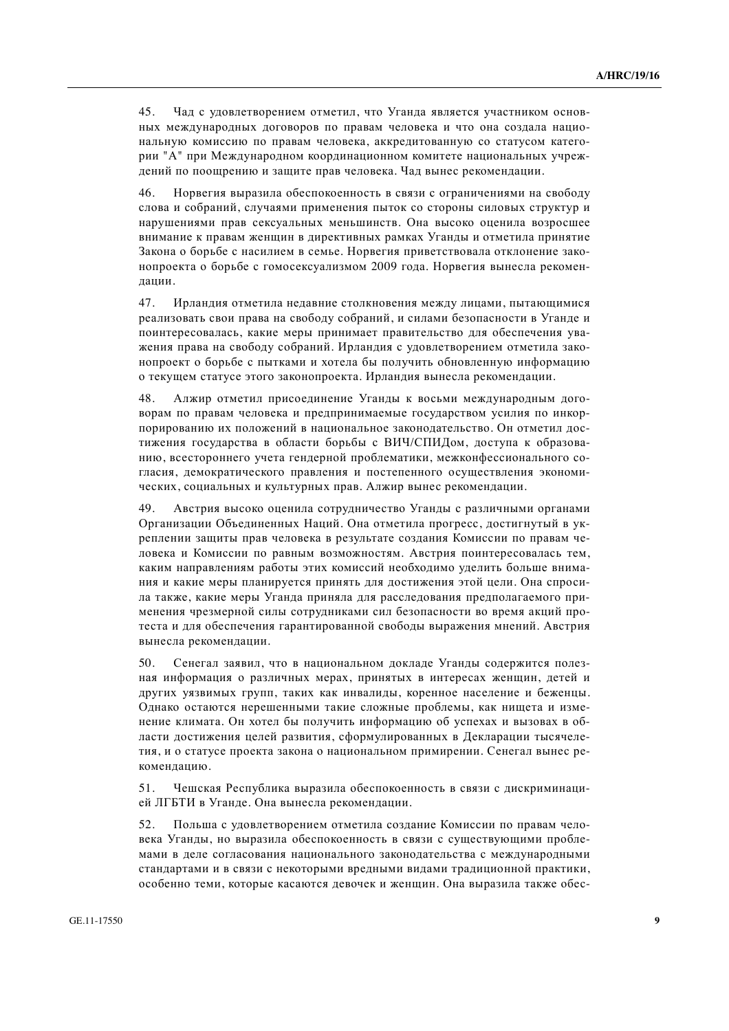45. Чад с удовлетворением отметил, что Уганда является участником основных международных договоров по правам человека и что она создала национальную комиссию по правам человека, аккредитованную со статусом категории "A" при Международном координационном комитете национальных учреждений по поощрению и защите прав человека. Чад вынес рекомендации.

46. Норвегия выразила обеспокоенность в связи с ограничениями на свободу слова и собраний, случаями применения пыток со стороны силовых структур и нарушениями прав сексуальных меньшинств. Она высоко оценила возросшее внимание к правам женщин в директивных рамках Уганды и отметила принятие Закона о борьбе с насилием в семье. Норвегия приветствовала отклонение законопроекта о борьбе с гомосексуализмом 2009 года. Норвегия вынесла рекомендации.

47. Ирландия отметила недавние столкновения между лицами, пытающимися реализовать свои права на свободу собраний, и силами безопасности в Уганде и поинтересовалась, какие меры принимает правительство для обеспечения уважения права на свободу собраний. Ирландия с удовлетворением отметила законопроект о борьбе с пытками и хотела бы получить обновленную информацию о текущем статусе этого законопроекта. Ирландия вынесла рекомендации.

48. Алжир отметил присоединение Уганды к восьми международным договорам по правам человека и предпринимаемые государством усилия по инкорпорированию их положений в национальное законодательство. Он отметил достижения государства в области борьбы с ВИЧ/СПИДом, доступа к образованию, всестороннего учета гендерной проблематики, межконфессионального согласия, демократического правления и постепенного осуществления экономических, социальных и культурных прав. Алжир вынес рекомендации.

49. Австрия высоко оценила сотрудничество Уганды с различными органами Организации Объединенных Наций. Она отметила прогресс, достигнутый в укреплении защиты прав человека в результате создания Комиссии по правам человека и Комиссии по равным возможностям. Австрия поинтересовалась тем, каким направлениям работы этих комиссий необходимо уделить больше внимания и какие меры планируется принять для достижения этой цели. Она спросила также, какие меры Уганда приняла для расследования предполагаемого применения чрезмерной силы сотрудниками сил безопасности во время акций протеста и для обеспечения гарантированной свободы выражения мнений. Австрия вынесла рекомендации.

50. Сенегал заявил, что в национальном докладе Уганды содержится полезная информация о различных мерах, принятых в интересах женщин, детей и других уязвимых групп, таких как инвалиды, коренное население и беженцы. Однако остаются нерешенными такие сложные проблемы, как нищета и изменение климата. Он хотел бы получить информацию об успехах и вызовах в области достижения целей развития, сформулированных в Декларации тысячелетия, и о статусе проекта закона о национальном примирении. Сенегал вынес рекомендацию.

51. Чешская Республика выразила обеспокоенность в связи с дискриминацией ЛГБТИ в Уганде. Она вынесла рекомендации.

52. Польша с удовлетворением отметила создание Комиссии по правам человека Уганды, но выразила обеспокоенность в связи с существующими проблемами в деле согласования национального законодательства с международными стандартами и в связи с некоторыми вредными видами традиционной практики, особенно теми, которые касаются девочек и женщин. Она выразила также обес-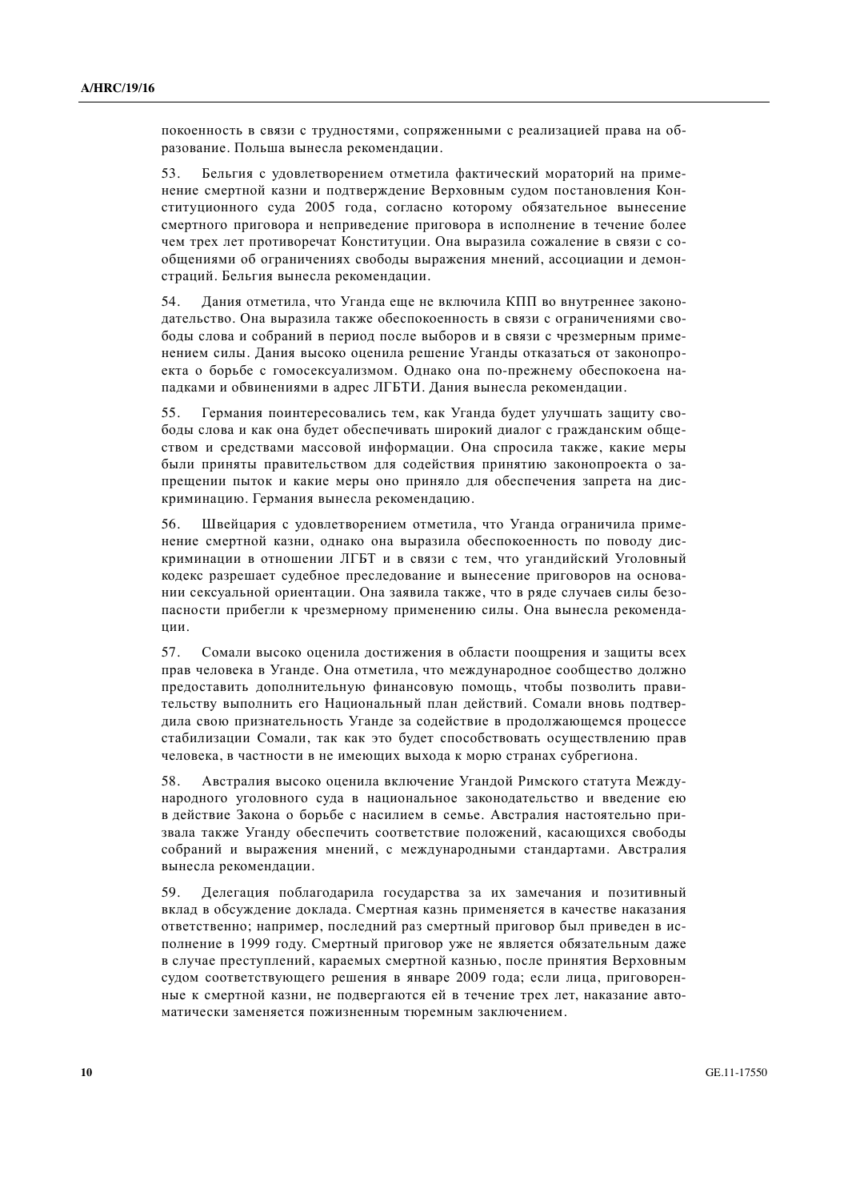покоенность в связи с трудностями, сопряженными с реализацией права на образование. Польша вынесла рекомендации.

53. Бельгия с удовлетворением отметила фактический мораторий на применение смертной казни и подтверждение Верховным судом постановления Конституционного суда 2005 года, согласно которому обязательное вынесение смертного приговора и неприведение приговора в исполнение в течение более чем трех лет противоречат Конституции. Она выразила сожаление в связи с сообщениями об ограничениях свободы выражения мнений, ассоциации и демонстраций. Бельгия вынесла рекомендации.

54. Дания отметила, что Уганда еще не включила КПП во внутреннее законодательство. Она выразила также обеспокоенность в связи с ограничениями свободы слова и собраний в период после выборов и в связи с чрезмерным применением силы. Дания высоко оценила решение Уганды отказаться от законопроекта о борьбе с гомосексуализмом. Однако она по-прежнему обеспокоена нападками и обвинениями в адрес ЛГБТИ. Дания вынесла рекомендации.

55. Германия поинтересовались тем, как Уганда будет улучшать защиту свободы слова и как она будет обеспечивать широкий диалог с гражданским обществом и средствами массовой информации. Она спросила также, какие меры были приняты правительством для содействия принятию законопроекта о запрещении пыток и какие меры оно приняло для обеспечения запрета на дискриминацию. Германия вынесла рекомендацию.

56. Швейцария с удовлетворением отметила, что Уганда ограничила применение смертной казни, однако она выразила обеспокоенность по поводу дискриминации в отношении ЛГБТ и в связи с тем, что угандийский Уголовный кодекс разрешает судебное преследование и вынесение приговоров на основании сексуальной ориентации. Она заявила также, что в ряде случаев силы безопасности прибегли к чрезмерному применению силы. Она вынесла рекомендации.

57. Сомали высоко оценила достижения в области поощрения и защиты всех прав человека в Уганде. Она отметила, что международное сообщество должно предоставить дополнительную финансовую помощь, чтобы позволить правительству выполнить его Национальный план действий. Сомали вновь подтвердила свою признательность Уганде за содействие в продолжающемся процессе стабилизации Сомали, так как это будет способствовать осуществлению прав человека, в частности в не имеющих выхода к морю странах субрегиона.

58. Австралия высоко оценила включение Угандой Римского статута Международного уголовного суда в национальное законодательство и введение ею в действие Закона о борьбе с насилием в семье. Австралия настоятельно призвала также Уганду обеспечить соответствие положений, касающихся свободы собраний и выражения мнений, с международными стандартами. Австралия вынесла рекомендации.

59. Делегация поблагодарила государства за их замечания и позитивный вклад в обсуждение доклада. Смертная казнь применяется в качестве наказания ответственно; например, последний раз смертный приговор был приведен в исполнение в 1999 году. Смертный приговор уже не является обязательным даже в случае преступлений, караемых смертной казнью, после принятия Верховным судом соответствующего решения в январе 2009 года; если лица, приговоренные к смертной казни, не подвергаются ей в течение трех лет, наказание автоматически заменяется пожизненным тюремным заключением.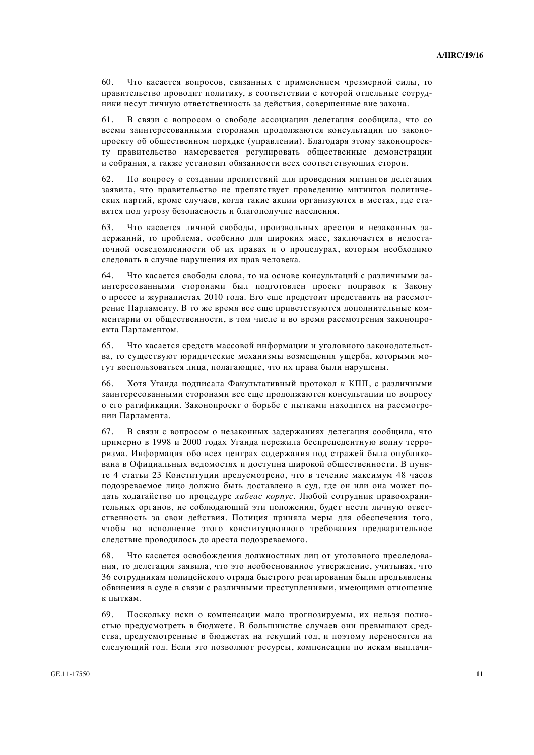60. Что касается вопросов, связанных с применением чрезмерной силы, то правительство проводит политику, в соответствии с которой отдельные сотрудники несут личную ответственность за действия, совершенные вне закона.

61. В связи с вопросом о свободе ассоциации делегация сообщила, что со всеми заинтересованными сторонами продолжаются консультации по законопроекту об общественном порядке (управлении). Благодаря этому законопроекту правительство намеревается регулировать общественные демонстрации и собрания, а также установит обязанности всех соответствующих сторон.

62. По вопросу о создании препятствий для проведения митингов делегация заявила, что правительство не препятствует проведению митингов политических партий, кроме случаев, когда такие акции организуются в местах, где ставятся под угрозу безопасность и благополучие населения.

63. Что касается личной свободы, произвольных арестов и незаконных задержаний, то проблема, особенно для широких масс, заключается в недостаточной осведомленности об их правах и о процедурах, которым необходимо следовать в случае нарушения их прав человека.

64. Что касается свободы слова, то на основе консультаций с различными заинтересованными сторонами был подготовлен проект поправок к Закону о прессе и журналистах 2010 года. Его еще предстоит представить на рассмотрение Парламенту. В то же время все еще приветствуются дополнительные комментарии от общественности, в том числе и во время рассмотрения законопроекта Парламентом.

65. Что касается средств массовой информации и уголовного законодательства, то существуют юридические механизмы возмещения ущерба, которыми могут воспользоваться лица, полагающие, что их права были нарушены.

66. Хотя Уганда подписала Факультативный протокол к КПП, с различными заинтересованными сторонами все еще продолжаются консультации по вопросу о его ратификации. Законопроект о борьбе с пытками находится на рассмотрении Парламента.

67. В связи с вопросом о незаконных задержаниях делегация сообщила, что примерно в 1998 и 2000 годах Уганда пережила беспрецедентную волну терроризма. Информация обо всех центрах содержания под стражей была опубликована в Официальных ведомостях и доступна широкой общественности. В пункте 4 статьи 23 Конституции предусмотрено, что в течение максимум 48 часов подозреваемое лицо должно быть доставлено в суд, где он или она может подать ходатайство по процедуре *хабеас корпус*. Любой сотрудник правоохранительных органов, не соблюдающий эти положения, будет нести личную ответственность за свои действия. Полиция приняла меры для обеспечения того, чтобы во исполнение этого конституционного требования предварительное следствие проводилось до ареста подозреваемого.

68. Что касается освобождения должностных лиц от уголовного преследования, то делегация заявила, что это необоснованное утверждение, учитывая, что 36 сотрудникам полицейского отряда быстрого реагирования были предъявлены обвинения в суде в связи с различными преступлениями, имеющими отношение к пыткам.

69. Поскольку иски о компенсации мало прогнозируемы, их нельзя полностью предусмотреть в бюджете. В большинстве случаев они превышают средства, предусмотренные в бюджетах на текущий год, и поэтому переносятся на следующий год. Если это позволяют ресурсы, компенсации по искам выплачи-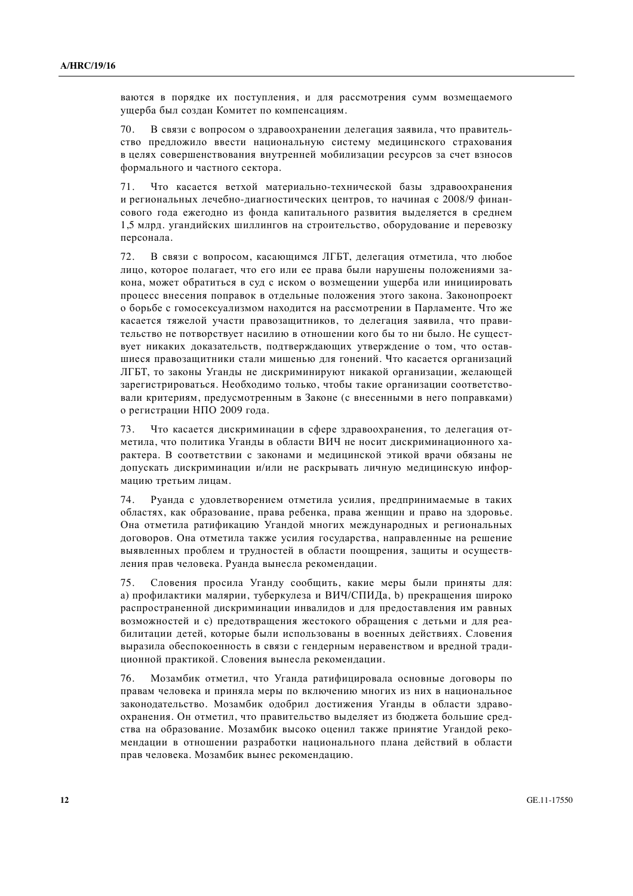ваются в порядке их поступления, и для рассмотрения сумм возмещаемого ущерба был создан Комитет по компенсациям.

70. В связи с вопросом о здравоохранении делегация заявила, что правительство предложило ввести национальную систему медицинского страхования в целях совершенствования внутренней мобилизации ресурсов за счет взносов формального и частного сектора.

71. Что касается ветхой материально-технической базы здравоохранения и региональных лечебно-диагностических центров, то начиная с 2008/9 финансового года ежегодно из фонда капитального развития выделяется в среднем 1,5 млрд. угандийских шиллингов на строительство, оборудование и перевозку персонала.

72. В связи с вопросом, касающимся ЛГБТ, делегация отметила, что любое лицо, которое полагает, что его или ее права были нарушены положениями закона, может обратиться в суд с иском о возмещении ущерба или инициировать процесс внесения поправок в отдельные положения этого закона. Законопроект о борьбе с гомосексуализмом находится на рассмотрении в Парламенте. Что же касается тяжелой участи правозащитников, то делегация заявила, что правительство не потворствует насилию в отношении кого бы то ни было. Не существует никаких доказательств, подтверждающих утверждение о том, что оставшиеся правозащитники стали мишенью для гонений. Что касается организаций ЛГБТ, то законы Уганды не дискриминируют никакой организации, желающей зарегистрироваться. Необходимо только, чтобы такие организации соответствовали критериям, предусмотренным в Законе (с внесенными в него поправками) о регистрации НПО 2009 года.

73. Что касается дискриминации в сфере здравоохранения, то делегация отметила, что политика Уганды в области ВИЧ не носит дискриминационного характера. В соответствии с законами и медицинской этикой врачи обязаны не допускать дискриминации и/или не раскрывать личную медицинскую информацию третьим лицам.

74. Руанда с удовлетворением отметила усилия, предпринимаемые в таких областях, как образование, права ребенка, права женщин и право на здоровье. Она отметила ратификацию Угандой многих международных и региональных договоров. Она отметила также усилия государства, направленные на решение выявленных проблем и трудностей в области поощрения, защиты и осуществления прав человека. Руанда вынесла рекомендации.

75. Словения просила Уганду сообщить, какие меры были приняты для: a) профилактики малярии, туберкулеза и ВИЧ/СПИДа, b) прекращения широко распространенной дискриминации инвалидов и для предоставления им равных возможностей и c) предотвращения жестокого обращения с детьми и для реабилитации детей, которые были использованы в военных действиях. Словения выразила обеспокоенность в связи с гендерным неравенством и вредной традиционной практикой. Словения вынесла рекомендации.

76. Мозамбик отметил, что Уганда ратифицировала основные договоры по правам человека и приняла меры по включению многих из них в национальное законодательство. Мозамбик одобрил достижения Уганды в области здравоохранения. Он отметил, что правительство выделяет из бюджета большие средства на образование. Мозамбик высоко оценил также принятие Угандой рекомендации в отношении разработки национального плана действий в области прав человека. Мозамбик вынес рекомендацию.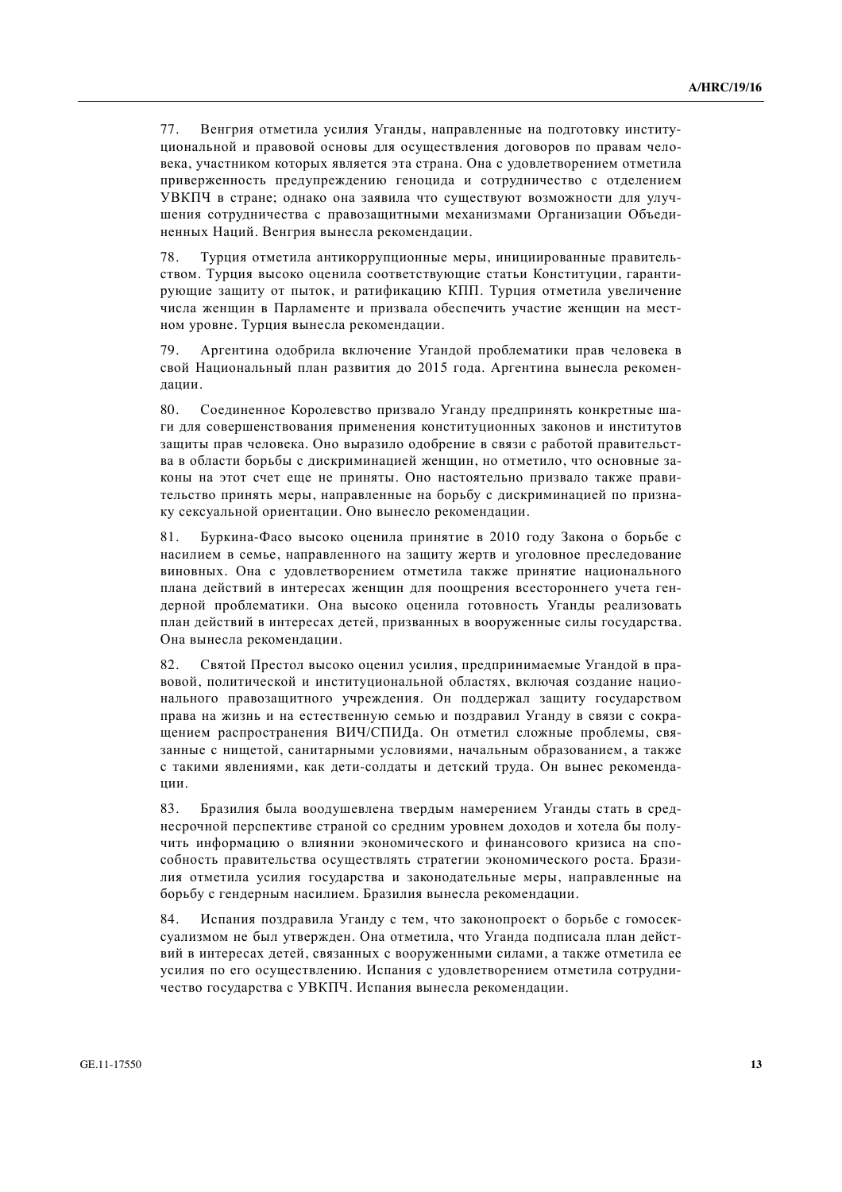77. Венгрия отметила усилия Уганды, направленные на подготовку институциональной и правовой основы для осуществления договоров по правам человека, участником которых является эта страна. Она с удовлетворением отметила приверженность предупреждению геноцида и сотрудничество с отделением УВКПЧ в стране; однако она заявила что существуют возможности для улучшения сотрудничества с правозащитными механизмами Организации Объединенных Наций. Венгрия вынесла рекомендации.

78. Турция отметила антикоррупционные меры, инициированные правительством. Турция высоко оценила соответствующие статьи Конституции, гарантирующие защиту от пыток, и ратификацию КПП. Турция отметила увеличение числа женщин в Парламенте и призвала обеспечить участие женщин на местном уровне. Турция вынесла рекомендации.

79. Аргентина одобрила включение Угандой проблематики прав человека в свой Национальный план развития до 2015 года. Аргентина вынесла рекомендации.

80. Соединенное Королевство призвало Уганду предпринять конкретные шаги для совершенствования применения конституционных законов и институтов защиты прав человека. Оно выразило одобрение в связи с работой правительства в области борьбы с дискриминацией женщин, но отметило, что основные законы на этот счет еще не приняты. Оно настоятельно призвало также правительство принять меры, направленные на борьбу с дискриминацией по признаку сексуальной ориентации. Оно вынесло рекомендации.

81. Буркина-Фасо высоко оценила принятие в 2010 году Закона о борьбе с насилием в семье, направленного на защиту жертв и уголовное преследование виновных. Она с удовлетворением отметила также принятие национального плана действий в интересах женщин для поощрения всестороннего учета гендерной проблематики. Она высоко оценила готовность Уганды реализовать план действий в интересах детей, призванных в вооруженные силы государства. Она вынесла рекомендации.

82. Святой Престол высоко оценил усилия, предпринимаемые Угандой в правовой, политической и институциональной областях, включая создание национального правозащитного учреждения. Он поддержал защиту государством права на жизнь и на естественную семью и поздравил Уганду в связи с сокращением распространения ВИЧ/СПИДа. Он отметил сложные проблемы, связанные с нищетой, санитарными условиями, начальным образованием, а также с такими явлениями, как дети-солдаты и детский труда. Он вынес рекомендации.

83. Бразилия была воодушевлена твердым намерением Уганды стать в среднесрочной перспективе страной со средним уровнем доходов и хотела бы получить информацию о влиянии экономического и финансового кризиса на способность правительства осуществлять стратегии экономического роста. Бразилия отметила усилия государства и законодательные меры, направленные на борьбу с гендерным насилием. Бразилия вынесла рекомендации.

84. Испания поздравила Уганду с тем, что законопроект о борьбе с гомосексуализмом не был утвержден. Она отметила, что Уганда подписала план действий в интересах детей, связанных с вооруженными силами, а также отметила ее усилия по его осуществлению. Испания с удовлетворением отметила сотрудничество государства с УВКПЧ. Испания вынесла рекомендации.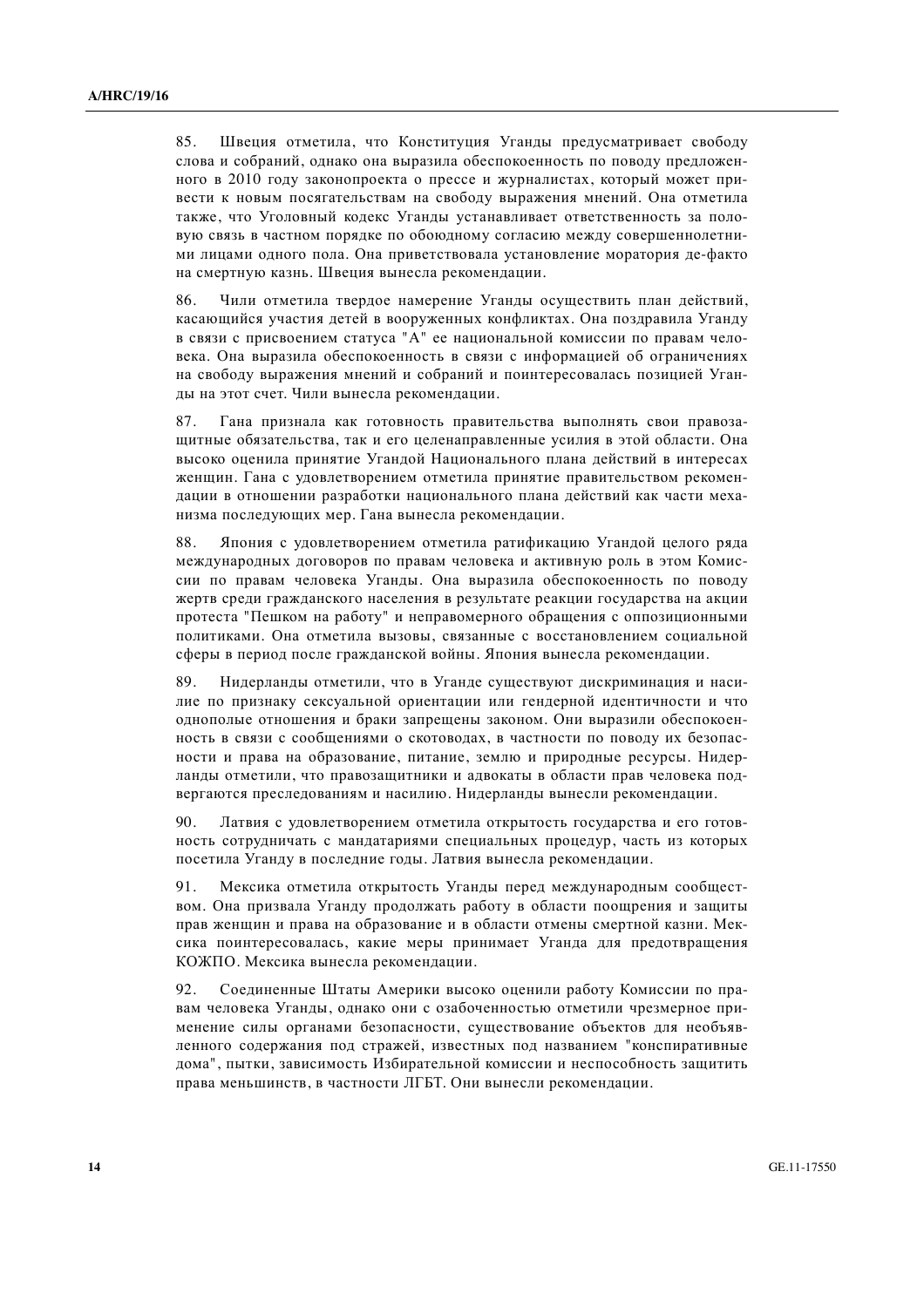85. Швеция отметила, что Конституция Уганды предусматривает свободу слова и собраний, однако она выразила обеспокоенность по поводу предложенного в 2010 году законопроекта о прессе и журналистах, который может привести к новым посягательствам на свободу выражения мнений. Она отметила также, что Уголовный кодекс Уганды устанавливает ответственность за половую связь в частном порядке по обоюдному согласию между совершеннолетними лицами одного пола. Она приветствовала установление моратория де-факто на смертную казнь. Швеция вынесла рекомендации.

86. Чили отметила твердое намерение Уганды осуществить план действий, касающийся участия детей в вооруженных конфликтах. Она поздравила Уганду в связи с присвоением статуса "А" ее национальной комиссии по правам человека. Она выразила обеспокоенность в связи с информацией об ограничениях на свободу выражения мнений и собраний и поинтересовалась позицией Уганды на этот счет. Чили вынесла рекомендации.

87. Гана признала как готовность правительства выполнять свои правозащитные обязательства, так и его целенаправленные усилия в этой области. Она высоко оценила принятие Угандой Национального плана действий в интересах женщин. Гана с удовлетворением отметила принятие правительством рекомендации в отношении разработки национального плана действий как части механизма последующих мер. Гана вынесла рекомендации.

88. Япония с удовлетворением отметила ратификацию Угандой целого ряда международных договоров по правам человека и активную роль в этом Комиссии по правам человека Уганды. Она выразила обеспокоенность по поводу жертв среди гражданского населения в результате реакции государства на акции протеста "Пешком на работу" и неправомерного обращения с оппозиционными политиками. Она отметила вызовы, связанные с восстановлением социальной сферы в период после гражданской войны. Япония вынесла рекомендации.

89. Нидерланды отметили, что в Уганде существуют дискриминация и насилие по признаку сексуальной ориентации или гендерной идентичности и что однополые отношения и браки запрещены законом. Они выразили обеспокоенность в связи с сообщениями о скотоводах, в частности по поводу их безопасности и права на образование, питание, землю и природные ресурсы. Нидерланды отметили, что правозащитники и адвокаты в области прав человека подвергаются преследованиям и насилию. Нидерланды вынесли рекомендации.

90. Латвия с удовлетворением отметила открытость государства и его готовность сотрудничать с мандатариями специальных процедур, часть из которых посетила Уганду в последние годы. Латвия вынесла рекомендации.

91. Мексика отметила открытость Уганды перед международным сообществом. Она призвала Уганду продолжать работу в области поощрения и защиты прав женщин и права на образование и в области отмены смертной казни. Мексика поинтересовалась, какие меры принимает Уганда для предотвращения КОЖПО. Мексика вынесла рекомендации.

92. Соединенные Штаты Америки высоко оценили работу Комиссии по правам человека Уганды, однако они с озабоченностью отметили чрезмерное применение силы органами безопасности, существование объектов для необъявленного содержания под стражей, известных под названием "конспиративные дома", пытки, зависимость Избирательной комиссии и неспособность защитить права меньшинств, в частности ЛГБТ. Они вынесли рекомендации.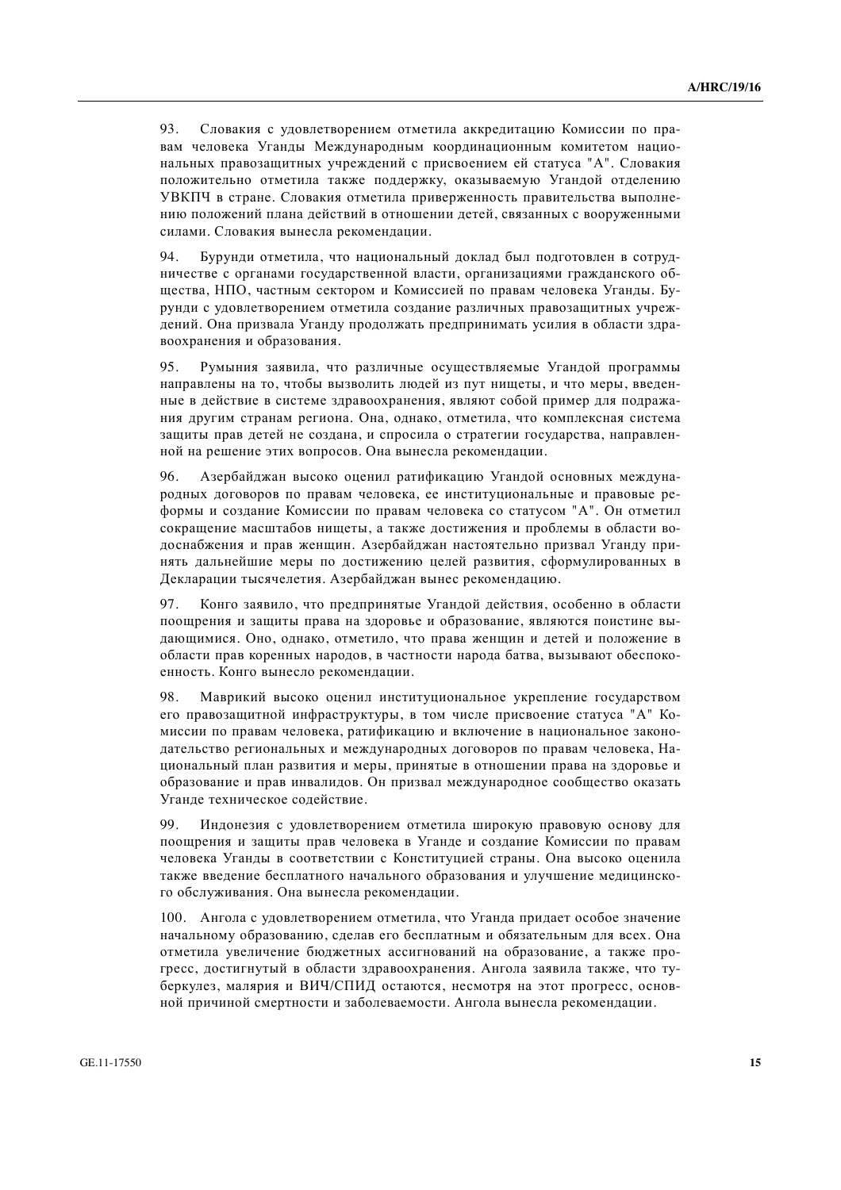93. Словакия с удовлетворением отметила аккредитацию Комиссии по правам человека Уганды Международным координационным комитетом национальных правозащитных учреждений с присвоением ей статуса "A". Словакия положительно отметила также поддержку, оказываемую Угандой отделению УВКПЧ в стране. Словакия отметила приверженность правительства выполнению положений плана действий в отношении детей, связанных с вооруженными силами. Словакия вынесла рекомендации.

94. Бурунди отметила, что национальный доклад был подготовлен в сотрудничестве с органами государственной власти, организациями гражданского общества, НПО, частным сектором и Комиссией по правам человека Уганды. Бурунди с удовлетворением отметила создание различных правозащитных учреждений. Она призвала Уганду продолжать предпринимать усилия в области здравоохранения и образования.

95. Румыния заявила, что различные осуществляемые Угандой программы направлены на то, чтобы вызволить людей из пут нищеты, и что меры, введенные в действие в системе здравоохранения, являют собой пример для подражания другим странам региона. Она, однако, отметила, что комплексная система защиты прав детей не создана, и спросила о стратегии государства, направленной на решение этих вопросов. Она вынесла рекомендации.

96. Азербайджан высоко оценил ратификацию Угандой основных международных договоров по правам человека, ее институциональные и правовые реформы и создание Комиссии по правам человека со статусом "A". Он отметил сокращение масштабов нищеты, а также достижения и проблемы в области водоснабжения и прав женщин. Азербайджан настоятельно призвал Уганду принять дальнейшие меры по достижению целей развития, сформулированных в Декларации тысячелетия. Азербайджан вынес рекомендацию.

97. Конго заявило, что предпринятые Угандой действия, особенно в области поощрения и защиты права на здоровье и образование, являются поистине выдающимися. Оно, однако, отметило, что права женщин и детей и положение в области прав коренных народов, в частности народа батва, вызывают обеспокоенность. Конго вынесло рекомендации.

98. Маврикий высоко оценил институциональное укрепление государством его правозащитной инфраструктуры, в том числе присвоение статуса "A" Комиссии по правам человека, ратификацию и включение в национальное законодательство региональных и международных договоров по правам человека, Национальный план развития и меры, принятые в отношении права на здоровье и образование и прав инвалидов. Он призвал международное сообщество оказать Уганде техническое содействие.

99. Индонезия с удовлетворением отметила широкую правовую основу для поощрения и защиты прав человека в Уганде и создание Комиссии по правам человека Уганды в соответствии с Конституцией страны. Она высоко оценила также введение бесплатного начального образования и улучшение медицинского обслуживания. Она вынесла рекомендации.

100. Ангола с удовлетворением отметила, что Уганда придает особое значение начальному образованию, сделав его бесплатным и обязательным для всех. Она отметила увеличение бюджетных ассигнований на образование, а также прогресс, достигнутый в области здравоохранения. Ангола заявила также, что туберкулез, малярия и ВИЧ/СПИД остаются, несмотря на этот прогресс, основной причиной смертности и заболеваемости. Ангола вынесла рекомендации.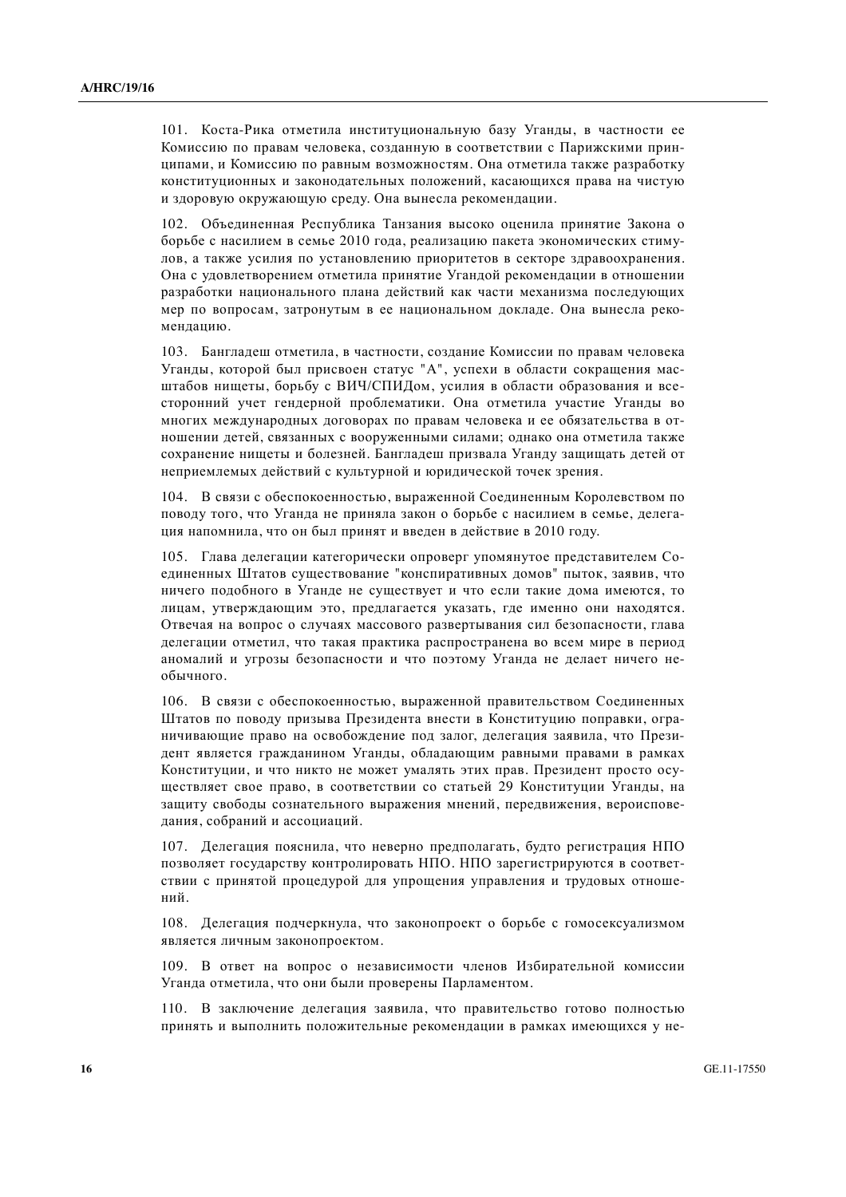101. Коста-Рика отметила институциональную базу Уганды, в частности ее Комиссию по правам человека, созданную в соответствии с Парижскими принципами, и Комиссию по равным возможностям. Она отметила также разработку конституционных и законодательных положений, касающихся права на чистую и здоровую окружающую среду. Она вынесла рекомендации.

102. Объединенная Республика Танзания высоко оценила принятие Закона о борьбе с насилием в семье 2010 года, реализацию пакета экономических стимулов, а также усилия по установлению приоритетов в секторе здравоохранения. Она с удовлетворением отметила принятие Угандой рекомендации в отношении разработки национального плана действий как части механизма последующих мер по вопросам, затронутым в ее национальном докладе. Она вынесла рекомендацию.

103. Бангладеш отметила, в частности, создание Комиссии по правам человека Уганды, которой был присвоен статус "A", успехи в области сокращения масштабов нищеты, борьбу с ВИЧ/СПИДом, усилия в области образования и всесторонний учет гендерной проблематики. Она отметила участие Уганды во многих международных договорах по правам человека и ее обязательства в отношении детей, связанных с вооруженными силами; однако она отметила также сохранение нищеты и болезней. Бангладеш призвала Уганду защищать детей от неприемлемых действий с культурной и юридической точек зрения.

104. В связи с обеспокоенностью, выраженной Соединенным Королевством по поводу того, что Уганда не приняла закон о борьбе с насилием в семье, делегация напомнила, что он был принят и введен в действие в 2010 году.

105. Глава делегации категорически опроверг упомянутое представителем Соединенных Штатов существование "конспиративных домов" пыток, заявив, что ничего подобного в Уганде не существует и что если такие дома имеются, то лицам, утверждающим это, предлагается указать, где именно они находятся. Отвечая на вопрос о случаях массового развертывания сил безопасности, глава делегации отметил, что такая практика распространена во всем мире в период аномалий и угрозы безопасности и что поэтому Уганда не делает ничего необычного.

106. В связи с обеспокоенностью, выраженной правительством Соединенных Штатов по поводу призыва Президента внести в Конституцию поправки, ограничивающие право на освобождение под залог, делегация заявила, что Президент является гражданином Уганды, обладающим равными правами в рамках Конституции, и что никто не может умалять этих прав. Президент просто осуществляет свое право, в соответствии со статьей 29 Конституции Уганды, на защиту свободы сознательного выражения мнений, передвижения, вероисповедания, собраний и ассоциаций.

107. Делегация пояснила, что неверно предполагать, будто регистрация НПО позволяет государству контролировать НПО. НПО зарегистрируются в соответствии с принятой процедурой для упрощения управления и трудовых отношений.

108. Делегация подчеркнула, что законопроект о борьбе с гомосексуализмом является личным законопроектом.

109. В ответ на вопрос о независимости членов Избирательной комиссии Уганда отметила, что они были проверены Парламентом.

110. В заключение делегация заявила, что правительство готово полностью принять и выполнить положительные рекомендации в рамках имеющихся у не-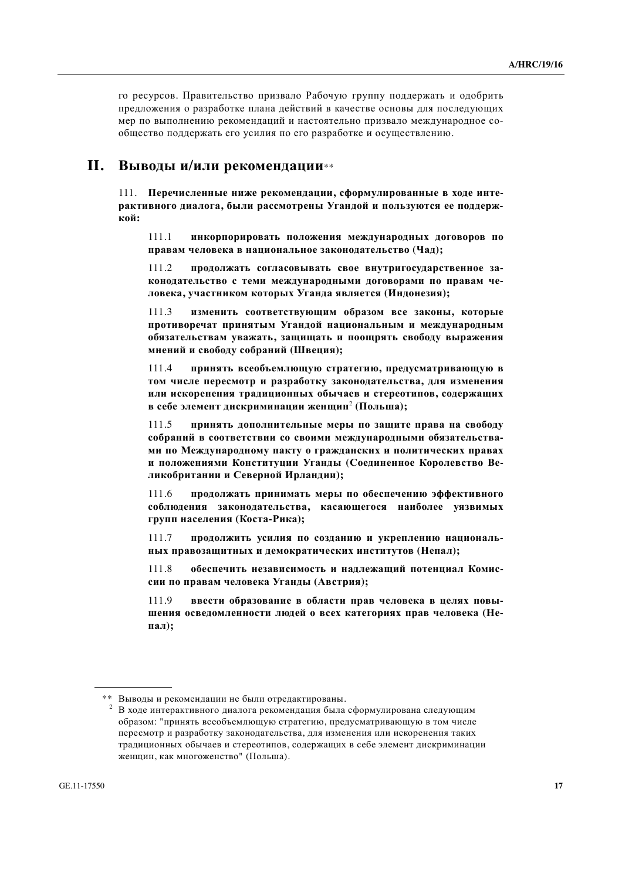го ресурсов. Правительство призвало Рабочую группу поддержать и одобрить предложения о разработке плана действий в качестве основы для последующих мер по выполнению рекомендаций и настоятельно призвало международное сообщество поддержать его усилия по его разработке и осуществлению.

# II. Выводы и/или рекомендации**

111. **Перечисленные ниже рекомендации, сформулированные в ходе интерактивного диалога, были рассмотрены Угандой и пользуются ее поддержкой:**

111.1 **инкорпорировать положения международных договоров по правам человека в национальное законодательство (Чад);**

111.2 **продолжать согласовывать свое внутригосударственное законодательство с теми международными договорами по правам человека, участником которых Уганда является (Индонезия);**

111.3 **изменить соответствующим образом все законы, которые противоречат принятым Угандой национальным и международным обязательствам уважать, защищать и поощрять свободу выражения мнений и свободу собраний (Швеция);**

111.4 **принять всеобъемлющую стратегию, предусматривающую в том числе пересмотр и разработку законодательства, для изменения или искоренения традиционных обычаев и стереотипов, содержащих в себе элемент дискриминации женщин[2] (Польша);**

111.5 **принять дополнительные меры по защите права на свободу собраний в соответствии со своими международными обязательствами по Международному пакту о гражданских и политических правах и положениями Конституции Уганды (Соединенное Королевство Великобритании и Северной Ирландии);**

111.6 **продолжать принимать меры по обеспечению эффективного соблюдения законодательства, касающегося наиболее уязвимых групп населения (Коста-Рика);**

111.7 **продолжить усилия по созданию и укреплению национальных правозащитных и демократических институтов (Непал);**

111.8 **обеспечить независимость и надлежащий потенциал Комиссии по правам человека Уганды (Австрия);**

111.9 **ввести образование в области прав человека в целях повышения осведомленности людей о всех категориях прав человека (Непал);**

---

** Выводы и рекомендации не были отредактированы.

[2] В ходе интерактивного диалога рекомендация была сформулирована следующим образом: "принять всеобъемлющую стратегию, предусматривающую в том числе пересмотр и разработку законодательства, для изменения или искоренения таких традиционных обычаев и стереотипов, содержащих в себе элемент дискриминации женщин, как многоженство" (Польша).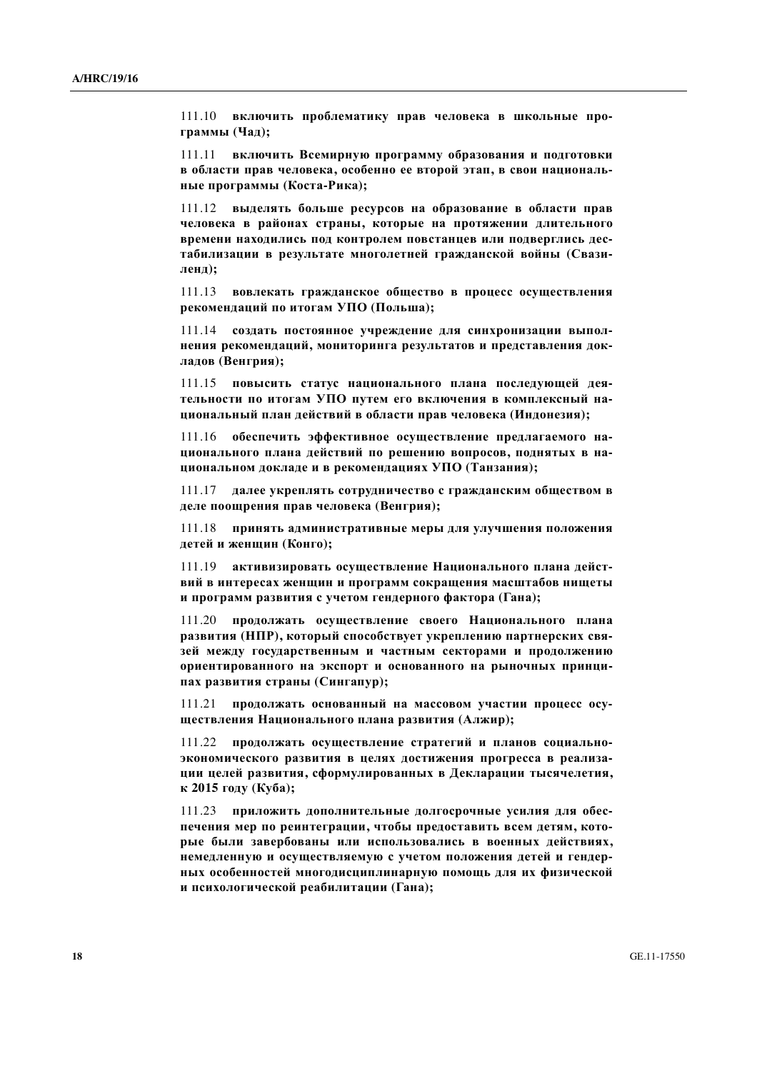111.10 **включить проблематику прав человека в школьные программы (Чад);**

111.11 **включить Всемирную программу образования и подготовки в области прав человека, особенно ее второй этап, в свои национальные программы (Коста-Рика);**

111.12 **выделять больше ресурсов на образование в области прав человека в районах страны, которые на протяжении длительного времени находились под контролем повстанцев или подверглись дестабилизации в результате многолетней гражданской войны (Свазиленд);**

111.13 **вовлекать гражданское общество в процесс осуществления рекомендаций по итогам УПО (Польша);**

111.14 **создать постоянное учреждение для синхронизации выполнения рекомендаций, мониторинга результатов и представления докладов (Венгрия);**

111.15 **повысить статус национального плана последующей деятельности по итогам УПО путем его включения в комплексный национальный план действий в области прав человека (Индонезия);**

111.16 **обеспечить эффективное осуществление предлагаемого национального плана действий по решению вопросов, поднятых в национальном докладе и в рекомендациях УПО (Танзания);**

111.17 **далее укреплять сотрудничество с гражданским обществом в деле поощрения прав человека (Венгрия);**

111.18 **принять административные меры для улучшения положения детей и женщин (Конго);**

111.19 **активизировать осуществление Национального плана действий в интересах женщин и программ сокращения масштабов нищеты и программ развития с учетом гендерного фактора (Гана);**

111.20 **продолжать осуществление своего Национального плана развития (НПР), который способствует укреплению партнерских связей между государственным и частным секторами и продолжению ориентированного на экспорт и основанного на рыночных принципах развития страны (Сингапур);**

111.21 **продолжать основанный на массовом участии процесс осуществления Национального плана развития (Алжир);**

111.22 **продолжать осуществление стратегий и планов социально-экономического развития в целях достижения прогресса в реализации целей развития, сформулированных в Декларации тысячелетия, к 2015 году (Куба);**

111.23 **приложить дополнительные долгосрочные усилия для обеспечения мер по реинтеграции, чтобы предоставить всем детям, которые были завербованы или использовались в военных действиях, немедленную и осуществляемую с учетом положения детей и гендерных особенностей многодисциплинарную помощь для их физической и психологической реабилитации (Гана);**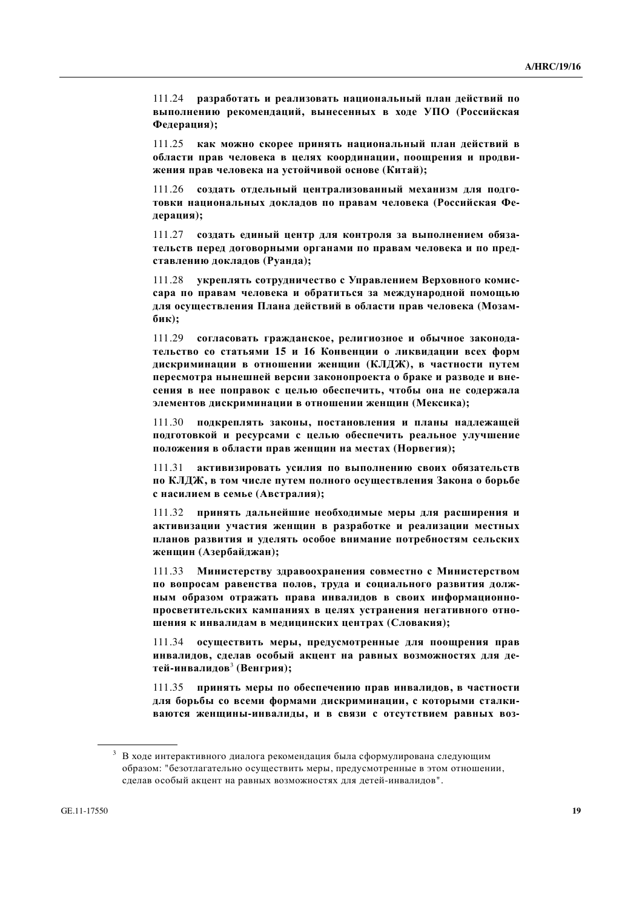111.24 **разработать и реализовать национальный план действий по выполнению рекомендаций, вынесенных в ходе УПО (Российская Федерация);**

111.25 **как можно скорее принять национальный план действий в области прав человека в целях координации, поощрения и продвижения прав человека на устойчивой основе (Китай);**

111.26 **создать отдельный централизованный механизм для подготовки национальных докладов по правам человека (Российская Федерация);**

111.27 **создать единый центр для контроля за выполнением обязательств перед договорными органами по правам человека и по представлению докладов (Руанда);**

111.28 **укреплять сотрудничество с Управлением Верховного комиссара по правам человека и обратиться за международной помощью для осуществления Плана действий в области прав человека (Мозамбик);**

111.29 **согласовать гражданское, религиозное и обычное законодательство со статьями 15 и 16 Конвенции о ликвидации всех форм дискриминации в отношении женщин (КЛДЖ), в частности путем пересмотра нынешней версии законопроекта о браке и разводе и внесения в нее поправок с целью обеспечить, чтобы она не содержала элементов дискриминации в отношении женщин (Мексика);**

111.30 **подкреплять законы, постановления и планы надлежащей подготовкой и ресурсами с целью обеспечить реальное улучшение положения в области прав женщин на местах (Норвегия);**

111.31 **активизировать усилия по выполнению своих обязательств по КЛДЖ, в том числе путем полного осуществления Закона о борьбе с насилием в семье (Австралия);**

111.32 **принять дальнейшие необходимые меры для расширения и активизации участия женщин в разработке и реализации местных планов развития и уделять особое внимание потребностям сельских женщин (Азербайджан);**

111.33 **Министерству здравоохранения совместно с Министерством по вопросам равенства полов, труда и социального развития должным образом отражать права инвалидов в своих информационно-просветительских кампаниях в целях устранения негативного отношения к инвалидам в медицинских центрах (Словакия);**

111.34 **осуществить меры, предусмотренные для поощрения прав инвалидов, сделав особый акцент на равных возможностях для детей-инвалидов**[3] **(Венгрия);**

111.35 **принять меры по обеспечению прав инвалидов, в частности для борьбы со всеми формами дискриминации, с которыми сталкиваются женщины-инвалиды, и в связи с отсутствием равных воз-**

---

[3] В ходе интерактивного диалога рекомендация была сформулирована следующим образом: "безотлагательно осуществить меры, предусмотренные в этом отношении, сделав особый акцент на равных возможностях для детей-инвалидов".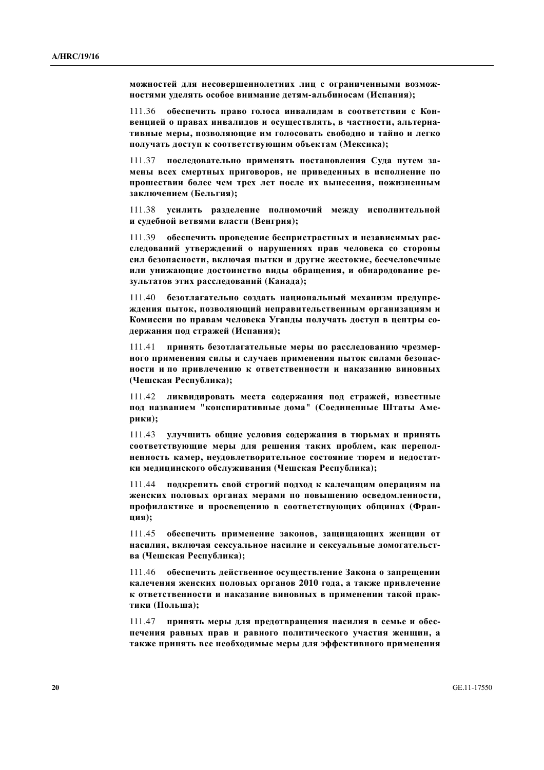**можностей для несовершеннолетних лиц с ограниченными возможностями уделять особое внимание детям-альбиносам (Испания);**

111.36 **обеспечить право голоса инвалидам в соответствии с Конвенцией о правах инвалидов и осуществлять, в частности, альтернативные меры, позволяющие им голосовать свободно и тайно и легко получать доступ к соответствующим объектам (Мексика);**

111.37 **последовательно применять постановления Суда путем замены всех смертных приговоров, не приведенных в исполнение по прошествии более чем трех лет после их вынесения, пожизненным заключением (Бельгия);**

111.38 **усилить разделение полномочий между исполнительной и судебной ветвями власти (Венгрия);**

111.39 **обеспечить проведение беспристрастных и независимых расследований утверждений о нарушениях прав человека со стороны сил безопасности, включая пытки и другие жестокие, бесчеловечные или унижающие достоинство виды обращения, и обнародование результатов этих расследований (Канада);**

111.40 **безотлагательно создать национальный механизм предупреждения пыток, позволяющий неправительственным организациям и Комиссии по правам человека Уганды получать доступ в центры содержания под стражей (Испания);**

111.41 **принять безотлагательные меры по расследованию чрезмерного применения силы и случаев применения пыток силами безопасности и по привлечению к ответственности и наказанию виновных (Чешская Республика);**

111.42 **ликвидировать места содержания под стражей, известные под названием "конспиративные дома" (Соединенные Штаты Америки);**

111.43 **улучшить общие условия содержания в тюрьмах и принять соответствующие меры для решения таких проблем, как переполненность камер, неудовлетворительное состояние тюрем и недостатки медицинского обслуживания (Чешская Республика);**

111.44 **подкрепить свой строгий подход к калечащим операциям на женских половых органах мерами по повышению осведомленности, профилактике и просвещению в соответствующих общинах (Франция);**

111.45 **обеспечить применение законов, защищающих женщин от насилия, включая сексуальное насилие и сексуальные домогательства (Чешская Республика);**

111.46 **обеспечить действенное осуществление Закона о запрещении калечения женских половых органов 2010 года, а также привлечение к ответственности и наказание виновных в применении такой практики (Польша);**

111.47 **принять меры для предотвращения насилия в семье и обеспечения равных прав и равного политического участия женщин, а также принять все необходимые меры для эффективного применения**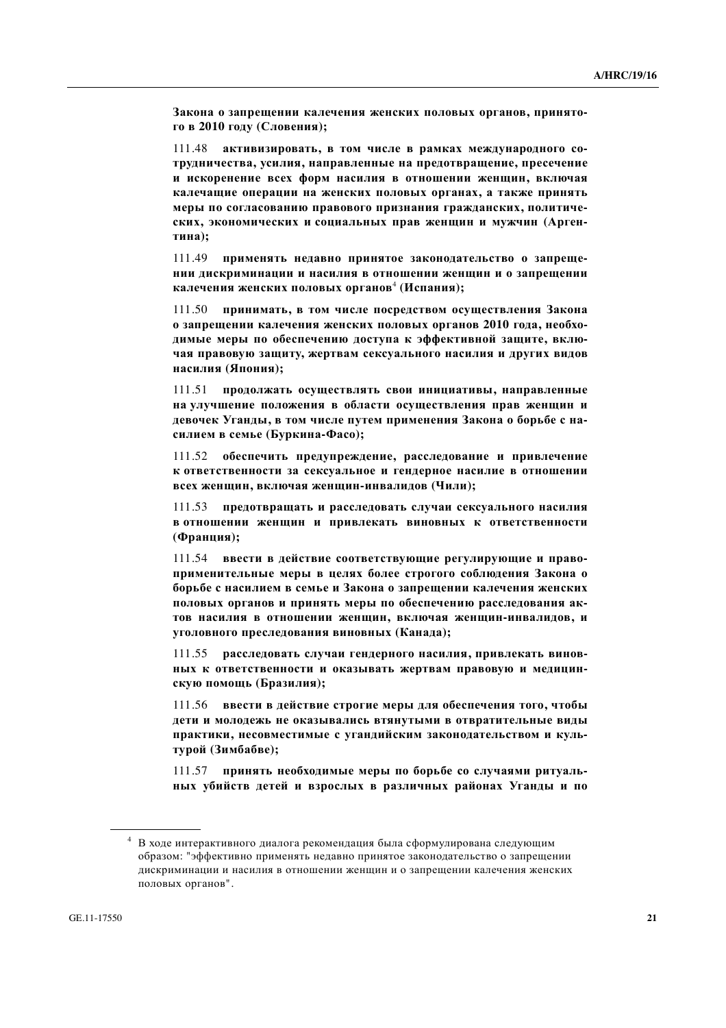**Закона о запрещении калечения женских половых органов, принятого в 2010 году (Словения);**

111.48 **активизировать, в том числе в рамках международного сотрудничества, усилия, направленные на предотвращение, пресечение и искоренение всех форм насилия в отношении женщин, включая калечащие операции на женских половых органах, а также принять меры по согласованию правового признания гражданских, политических, экономических и социальных прав женщин и мужчин (Аргентина);**

111.49 **применять недавно принятое законодательство о запрещении дискриминации и насилия в отношении женщин и о запрещении калечения женских половых органов**[4] **(Испания);**

111.50 **принимать, в том числе посредством осуществления Закона о запрещении калечения женских половых органов 2010 года, необходимые меры по обеспечению доступа к эффективной защите, включая правовую защиту, жертвам сексуального насилия и других видов насилия (Япония);**

111.51 **продолжать осуществлять свои инициативы, направленные на улучшение положения в области осуществления прав женщин и девочек Уганды, в том числе путем применения Закона о борьбе с насилием в семье (Буркина-Фасо);**

111.52 **обеспечить предупреждение, расследование и привлечение к ответственности за сексуальное и гендерное насилие в отношении всех женщин, включая женщин-инвалидов (Чили);**

111.53 **предотвращать и расследовать случаи сексуального насилия в отношении женщин и привлекать виновных к ответственности (Франция);**

111.54 **ввести в действие соответствующие регулирующие и правоприменительные меры в целях более строгого соблюдения Закона о борьбе с насилием в семье и Закона о запрещении калечения женских половых органов и принять меры по обеспечению расследования актов насилия в отношении женщин, включая женщин-инвалидов, и уголовного преследования виновных (Канада);**

111.55 **расследовать случаи гендерного насилия, привлекать виновных к ответственности и оказывать жертвам правовую и медицинскую помощь (Бразилия);**

111.56 **ввести в действие строгие меры для обеспечения того, чтобы дети и молодежь не оказывались втянутыми в отвратительные виды практики, несовместимые с угандийским законодательством и культурой (Зимбабве);**

111.57 **принять необходимые меры по борьбе со случаями ритуальных убийств детей и взрослых в различных районах Уганды и по**

---

[4] В ходе интерактивного диалога рекомендация была сформулирована следующим образом: "эффективно применять недавно принятое законодательство о запрещении дискриминации и насилия в отношении женщин и о запрещении калечения женских половых органов".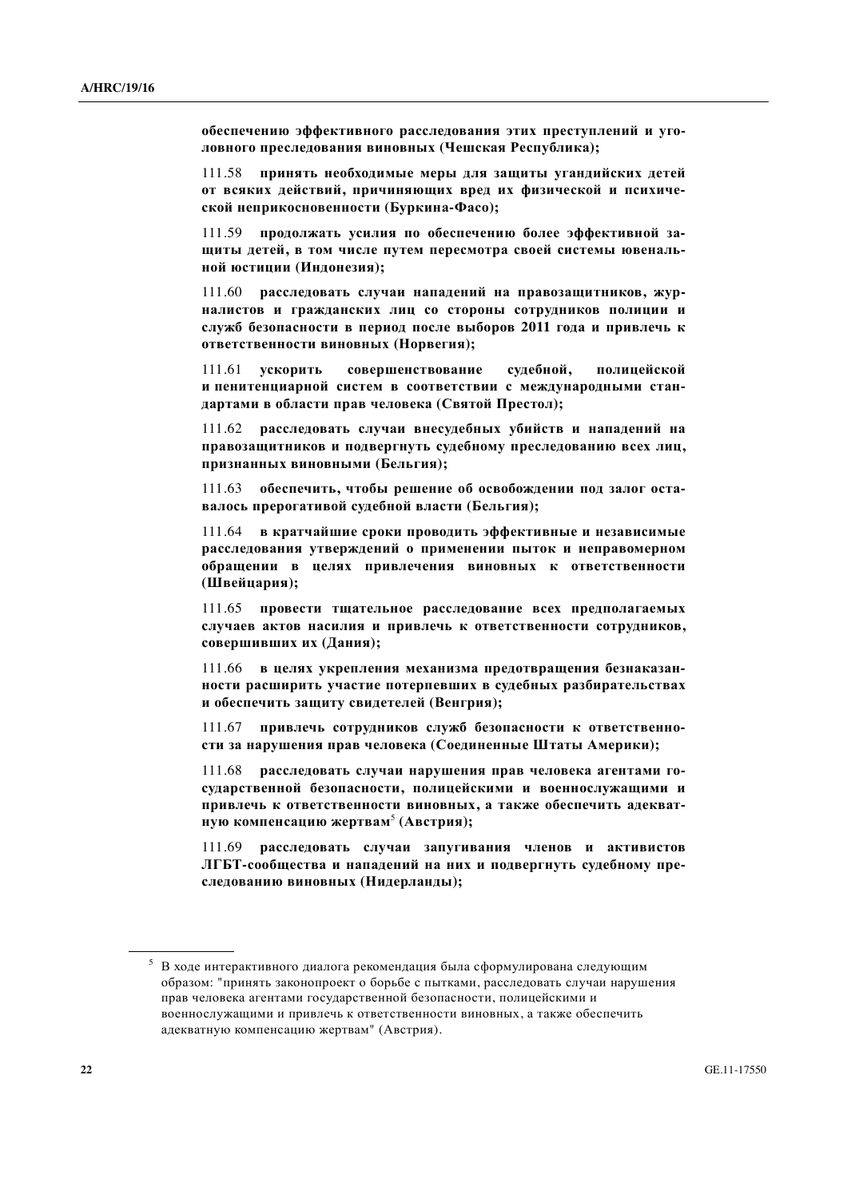**обеспечению эффективного расследования этих преступлений и уголовного преследования виновных (Чешская Республика);**

111.58 **принять необходимые меры для защиты угандийских детей от всяких действий, причиняющих вред их физической и психической неприкосновенности (Буркина-Фасо);**

111.59 **продолжать усилия по обеспечению более эффективной защиты детей, в том числе путем пересмотра своей системы ювенальной юстиции (Индонезия);**

111.60 **расследовать случаи нападений на правозащитников, журналистов и гражданских лиц со стороны сотрудников полиции и служб безопасности в период после выборов 2011 года и привлечь к ответственности виновных (Норвегия);**

111.61 **ускорить совершенствование судебной, полицейской и пенитенциарной систем в соответствии с международными стандартами в области прав человека (Святой Престол);**

111.62 **расследовать случаи внесудебных убийств и нападений на правозащитников и подвергнуть судебному преследованию всех лиц, признанных виновными (Бельгия);**

111.63 **обеспечить, чтобы решение об освобождении под залог оставалось прерогативой судебной власти (Бельгия);**

111.64 **в кратчайшие сроки проводить эффективные и независимые расследования утверждений о применении пыток и неправомерном обращении в целях привлечения виновных к ответственности (Швейцария);**

111.65 **провести тщательное расследование всех предполагаемых случаев актов насилия и привлечь к ответственности сотрудников, совершивших их (Дания);**

111.66 **в целях укрепления механизма предотвращения безнаказанности расширить участие потерпевших в судебных разбирательствах и обеспечить защиту свидетелей (Венгрия);**

111.67 **привлечь сотрудников служб безопасности к ответственности за нарушения прав человека (Соединенные Штаты Америки);**

111.68 **расследовать случаи нарушения прав человека агентами государственной безопасности, полицейскими и военнослужащими и привлечь к ответственности виновных, а также обеспечить адекватную компенсацию жертвам**[5] **(Австрия);**

111.69 **расследовать случаи запугивания членов и активистов ЛГБТ-сообщества и нападений на них и подвергнуть судебному преследованию виновных (Нидерланды);**

---

[5] В ходе интерактивного диалога рекомендация была сформулирована следующим образом: "принять законопроект о борьбе с пытками, расследовать случаи нарушения прав человека агентами государственной безопасности, полицейскими и военнослужащими и привлечь к ответственности виновных, а также обеспечить адекватную компенсацию жертвам" (Австрия).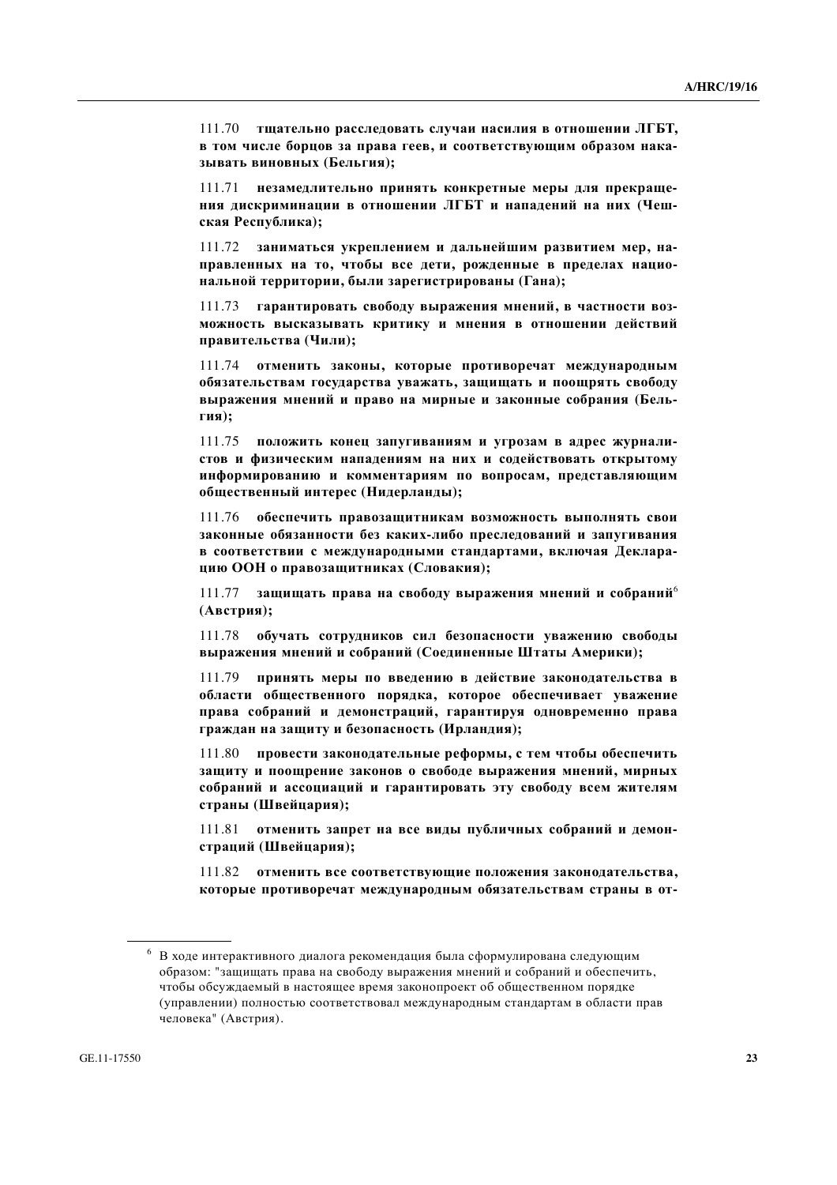111.70 **тщательно расследовать случаи насилия в отношении ЛГБТ, в том числе борцов за права геев, и соответствующим образом наказывать виновных (Бельгия);**

111.71 **незамедлительно принять конкретные меры для прекращения дискриминации в отношении ЛГБТ и нападений на них (Чешская Республика);**

111.72 **заниматься укреплением и дальнейшим развитием мер, направленных на то, чтобы все дети, рожденные в пределах национальной территории, были зарегистрированы (Гана);**

111.73 **гарантировать свободу выражения мнений, в частности возможность высказывать критику и мнения в отношении действий правительства (Чили);**

111.74 **отменить законы, которые противоречат международным обязательствам государства уважать, защищать и поощрять свободу выражения мнений и право на мирные и законные собрания (Бельгия);**

111.75 **положить конец запугиваниям и угрозам в адрес журналистов и физическим нападениям на них и содействовать открытому информированию и комментариям по вопросам, представляющим общественный интерес (Нидерланды);**

111.76 **обеспечить правозащитникам возможность выполнять свои законные обязанности без каких-либо преследований и запугивания в соответствии с международными стандартами, включая Декларацию ООН о правозащитниках (Словакия);**

111.77 **защищать права на свободу выражения мнений и собраний**[6] **(Австрия);**

111.78 **обучать сотрудников сил безопасности уважению свободы выражения мнений и собраний (Соединенные Штаты Америки);**

111.79 **принять меры по введению в действие законодательства в области общественного порядка, которое обеспечивает уважение права собраний и демонстраций, гарантируя одновременно права граждан на защиту и безопасность (Ирландия);**

111.80 **провести законодательные реформы, с тем чтобы обеспечить защиту и поощрение законов о свободе выражения мнений, мирных собраний и ассоциаций и гарантировать эту свободу всем жителям страны (Швейцария);**

111.81 **отменить запрет на все виды публичных собраний и демонстраций (Швейцария);**

111.82 **отменить все соответствующие положения законодательства, которые противоречат международным обязательствам страны в от-**

---

[6] В ходе интерактивного диалога рекомендация была сформулирована следующим образом: "защищать права на свободу выражения мнений и собраний и обеспечить, чтобы обсуждаемый в настоящее время законопроект об общественном порядке (управлении) полностью соответствовал международным стандартам в области прав человека" (Австрия).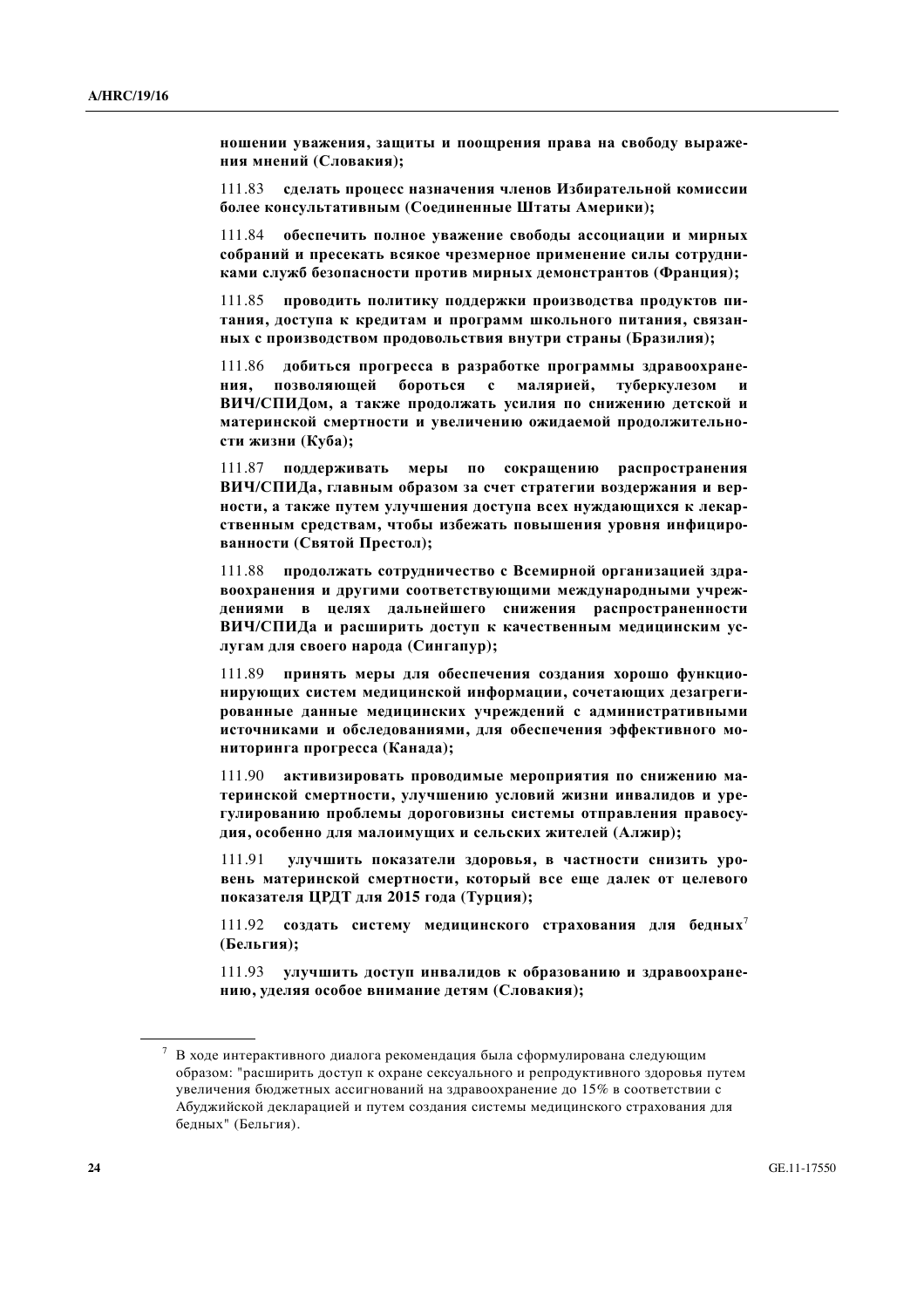**ношении уважения, защиты и поощрения права на свободу выражения мнений (Словакия);**

111.83 **сделать процесс назначения членов Избирательной комиссии более консультативным (Соединенные Штаты Америки);**

111.84 **обеспечить полное уважение свободы ассоциации и мирных собраний и пресекать всякое чрезмерное применение силы сотрудниками служб безопасности против мирных демонстрантов (Франция);**

111.85 **проводить политику поддержки производства продуктов питания, доступа к кредитам и программ школьного питания, связанных с производством продовольствия внутри страны (Бразилия);**

111.86 **добиться прогресса в разработке программы здравоохранения, позволяющей бороться с малярией, туберкулезом и ВИЧ/СПИДом, а также продолжать усилия по снижению детской и материнской смертности и увеличению ожидаемой продолжительности жизни (Куба);**

111.87 **поддерживать меры по сокращению распространения ВИЧ/СПИДа, главным образом за счет стратегии воздержания и верности, а также путем улучшения доступа всех нуждающихся к лекарственным средствам, чтобы избежать повышения уровня инфицированности (Святой Престол);**

111.88 **продолжать сотрудничество с Всемирной организацией здравоохранения и другими соответствующими международными учреждениями в целях дальнейшего снижения распространенности ВИЧ/СПИДа и расширить доступ к качественным медицинским услугам для своего народа (Сингапур);**

111.89 **принять меры для обеспечения создания хорошо функционирующих систем медицинской информации, сочетающих дезагрегированные данные медицинских учреждений с административными источниками и обследованиями, для обеспечения эффективного мониторинга прогресса (Канада);**

111.90 **активизировать проводимые мероприятия по снижению материнской смертности, улучшению условий жизни инвалидов и урегулированию проблемы дороговизны системы отправления правосудия, особенно для малоимущих и сельских жителей (Алжир);**

111.91 **улучшить показатели здоровья, в частности снизить уровень материнской смертности, который все еще далек от целевого показателя ЦРДТ для 2015 года (Турция);**

111.92 **создать систему медицинского страхования для бедных**[7] **(Бельгия);**

111.93 **улучшить доступ инвалидов к образованию и здравоохранению, уделяя особое внимание детям (Словакия);**

---

[7] В ходе интерактивного диалога рекомендация была сформулирована следующим образом: "расширить доступ к охране сексуального и репродуктивного здоровья путем увеличения бюджетных ассигнований на здравоохранение до 15% в соответствии с Абуджийской декларацией и путем создания системы медицинского страхования для бедных" (Бельгия).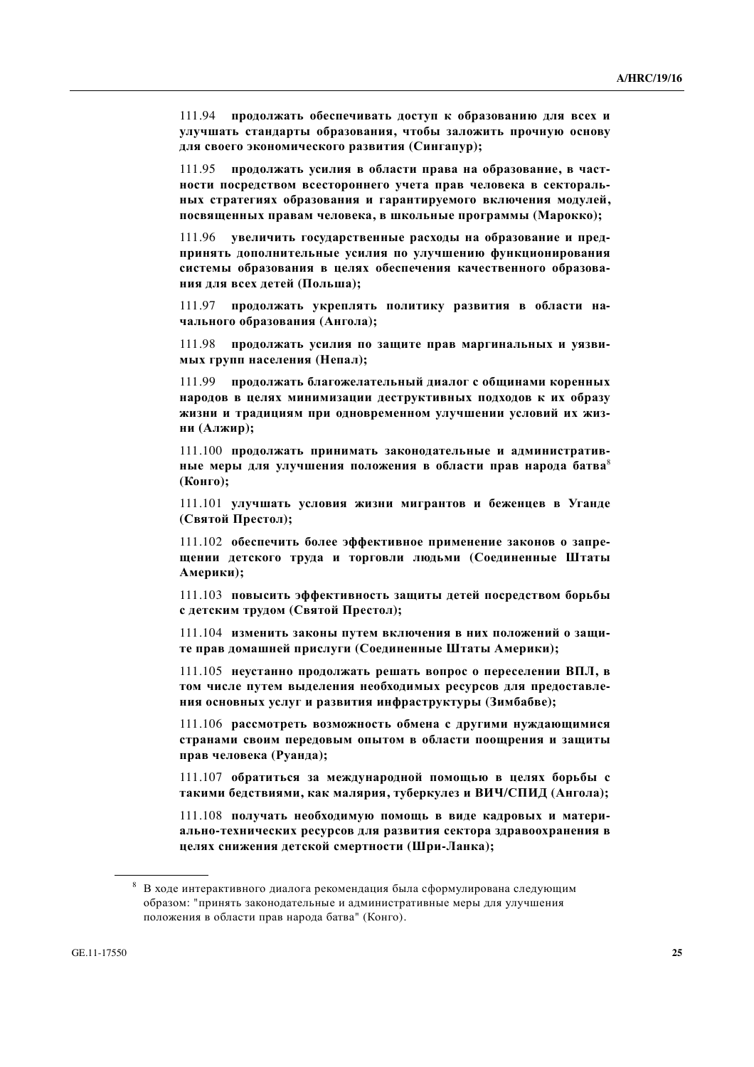111.94 **продолжать обеспечивать доступ к образованию для всех и улучшать стандарты образования, чтобы заложить прочную основу для своего экономического развития (Сингапур);**

111.95 **продолжать усилия в области права на образование, в частности посредством всестороннего учета прав человека в секторальных стратегиях образования и гарантируемого включения модулей, посвященных правам человека, в школьные программы (Марокко);**

111.96 **увеличить государственные расходы на образование и предпринять дополнительные усилия по улучшению функционирования системы образования в целях обеспечения качественного образования для всех детей (Польша);**

111.97 **продолжать укреплять политику развития в области начального образования (Ангола);**

111.98 **продолжать усилия по защите прав маргинальных и уязвимых групп населения (Непал);**

111.99 **продолжать благожелательный диалог с общинами коренных народов в целях минимизации деструктивных подходов к их образу жизни и традициям при одновременном улучшении условий их жизни (Алжир);**

111.100 **продолжать принимать законодательные и административные меры для улучшения положения в области прав народа батва**[8] **(Конго);**

111.101 **улучшать условия жизни мигрантов и беженцев в Уганде (Святой Престол);**

111.102 **обеспечить более эффективное применение законов о запрещении детского труда и торговли людьми (Соединенные Штаты Америки);**

111.103 **повысить эффективность защиты детей посредством борьбы с детским трудом (Святой Престол);**

111.104 **изменить законы путем включения в них положений о защите прав домашней прислуги (Соединенные Штаты Америки);**

111.105 **неустанно продолжать решать вопрос о переселении ВПЛ, в том числе путем выделения необходимых ресурсов для предоставления основных услуг и развития инфраструктуры (Зимбабве);**

111.106 **рассмотреть возможность обмена с другими нуждающимися странами своим передовым опытом в области поощрения и защиты прав человека (Руанда);**

111.107 **обратиться за международной помощью в целях борьбы с такими бедствиями, как малярия, туберкулез и ВИЧ/СПИД (Ангола);**

111.108 **получать необходимую помощь в виде кадровых и материально-технических ресурсов для развития сектора здравоохранения в целях снижения детской смертности (Шри-Ланка);**

---

[8] В ходе интерактивного диалога рекомендация была сформулирована следующим образом: "принять законодательные и административные меры для улучшения положения в области прав народа батва" (Конго).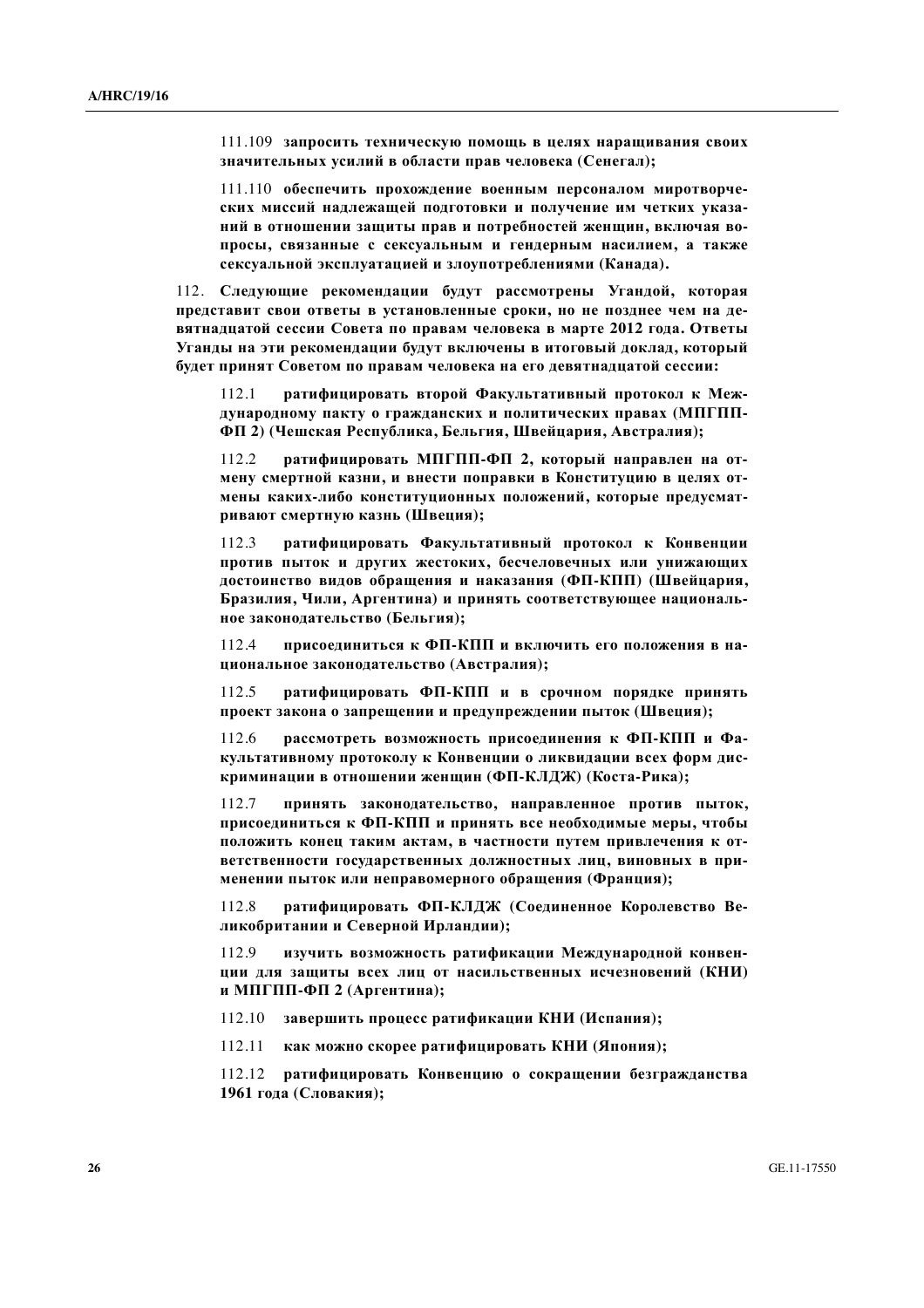111.109 **запросить техническую помощь в целях наращивания своих значительных усилий в области прав человека (Сенегал);**

111.110 **обеспечить прохождение военным персоналом миротворческих миссий надлежащей подготовки и получение им четких указаний в отношении защиты прав и потребностей женщин, включая вопросы, связанные с сексуальным и гендерным насилием, а также сексуальной эксплуатацией и злоупотреблениями (Канада).**

112. **Следующие рекомендации будут рассмотрены Угандой, которая представит свои ответы в установленные сроки, но не позднее чем на девятнадцатой сессии Совета по правам человека в марте 2012 года. Ответы Уганды на эти рекомендации будут включены в итоговый доклад, который будет принят Советом по правам человека на его девятнадцатой сессии:**

112.1 **ратифицировать второй Факультативный протокол к Международному пакту о гражданских и политических правах (МПГПП-ФП 2) (Чешская Республика, Бельгия, Швейцария, Австралия);**

112.2 **ратифицировать МПГПП-ФП 2, который направлен на отмену смертной казни, и внести поправки в Конституцию в целях отмены каких-либо конституционных положений, которые предусматривают смертную казнь (Швеция);**

112.3 **ратифицировать Факультативный протокол к Конвенции против пыток и других жестоких, бесчеловечных или унижающих достоинство видов обращения и наказания (ФП-КПП) (Швейцария, Бразилия, Чили, Аргентина) и принять соответствующее национальное законодательство (Бельгия);**

112.4 **присоединиться к ФП-КПП и включить его положения в национальное законодательство (Австралия);**

112.5 **ратифицировать ФП-КПП и в срочном порядке принять проект закона о запрещении и предупреждении пыток (Швеция);**

112.6 **рассмотреть возможность присоединения к ФП-КПП и Факультативному протоколу к Конвенции о ликвидации всех форм дискриминации в отношении женщин (ФП-КЛДЖ) (Коста-Рика);**

112.7 **принять законодательство, направленное против пыток, присоединиться к ФП-КПП и принять все необходимые меры, чтобы положить конец таким актам, в частности путем привлечения к ответственности государственных должностных лиц, виновных в применении пыток или неправомерного обращения (Франция);**

112.8 **ратифицировать ФП-КЛДЖ (Соединенное Королевство Великобритании и Северной Ирландии);**

112.9 **изучить возможность ратификации Международной конвенции для защиты всех лиц от насильственных исчезновений (КНИ) и МПГПП-ФП 2 (Аргентина);**

112.10 **завершить процесс ратификации КНИ (Испания);**

112.11 **как можно скорее ратифицировать КНИ (Япония);**

112.12 **ратифицировать Конвенцию о сокращении безгражданства 1961 года (Словакия);**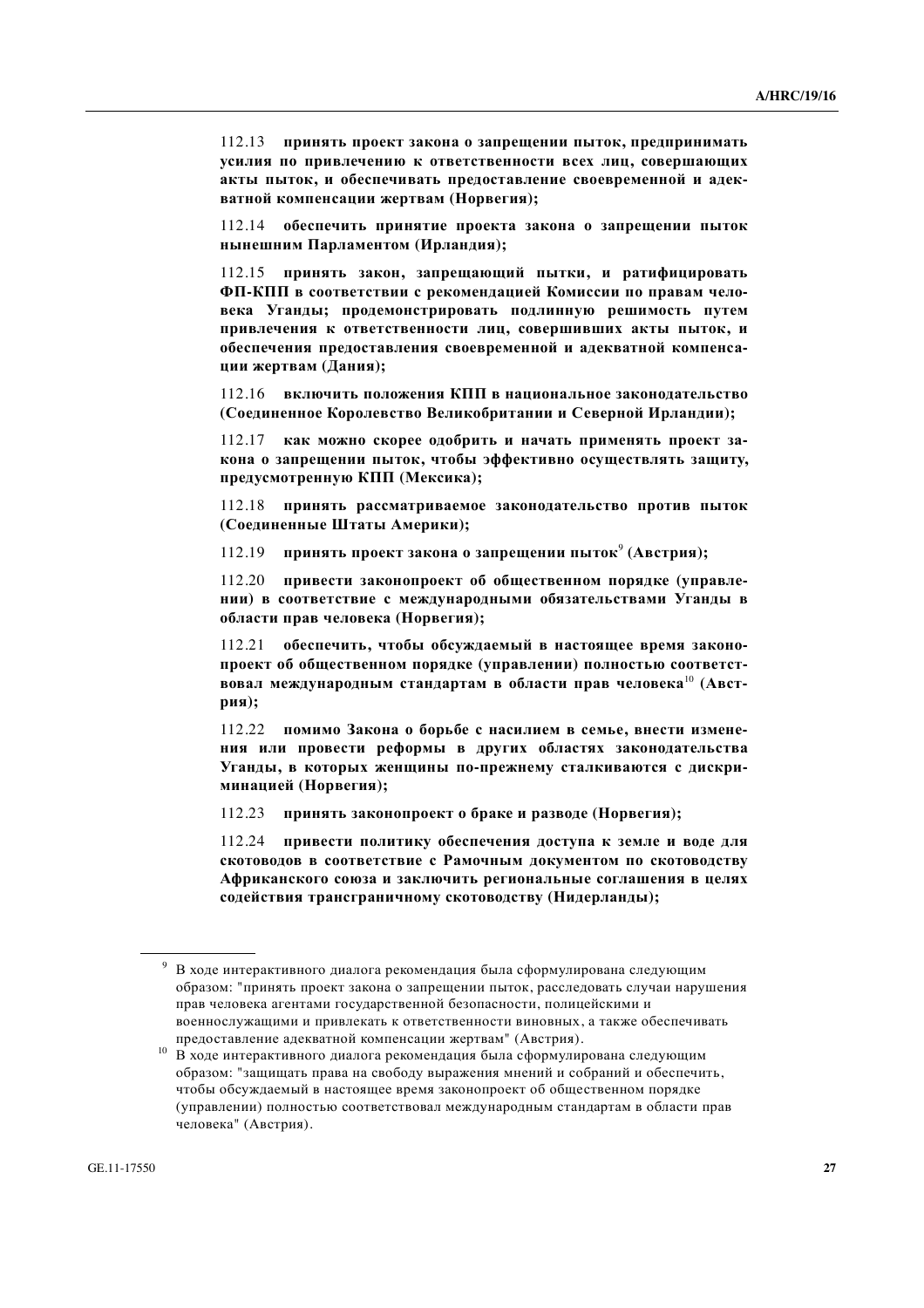112.13 **принять проект закона о запрещении пыток, предпринимать усилия по привлечению к ответственности всех лиц, совершающих акты пыток, и обеспечивать предоставление своевременной и адекватной компенсации жертвам (Норвегия);**

112.14 **обеспечить принятие проекта закона о запрещении пыток нынешним Парламентом (Ирландия);**

112.15 **принять закон, запрещающий пытки, и ратифицировать ФП-КПП в соответствии с рекомендацией Комиссии по правам человека Уганды; продемонстрировать подлинную решимость путем привлечения к ответственности лиц, совершивших акты пыток, и обеспечения предоставления своевременной и адекватной компенсации жертвам (Дания);**

112.16 **включить положения КПП в национальное законодательство (Соединенное Королевство Великобритании и Северной Ирландии);**

112.17 **как можно скорее одобрить и начать применять проект закона о запрещении пыток, чтобы эффективно осуществлять защиту, предусмотренную КПП (Мексика);**

112.18 **принять рассматриваемое законодательство против пыток (Соединенные Штаты Америки);**

112.19 **принять проект закона о запрещении пыток**[9] **(Австрия);**

112.20 **привести законопроект об общественном порядке (управлении) в соответствие с международными обязательствами Уганды в области прав человека (Норвегия);**

112.21 **обеспечить, чтобы обсуждаемый в настоящее время законопроект об общественном порядке (управлении) полностью соответствовал международным стандартам в области прав человека**[10] **(Австрия);**

112.22 **помимо Закона о борьбе с насилием в семье, внести изменения или провести реформы в других областях законодательства Уганды, в которых женщины по-прежнему сталкиваются с дискриминацией (Норвегия);**

112.23 **принять законопроект о браке и разводе (Норвегия);**

112.24 **привести политику обеспечения доступа к земле и воде для скотоводов в соответствие с Рамочным документом по скотоводству Африканского союза и заключить региональные соглашения в целях содействия трансграничному скотоводству (Нидерланды);**

---

[9] В ходе интерактивного диалога рекомендация была сформулирована следующим образом: "принять проект закона о запрещении пыток, расследовать случаи нарушения прав человека агентами государственной безопасности, полицейскими и военнослужащими и привлекать к ответственности виновных, а также обеспечивать предоставление адекватной компенсации жертвам" (Австрия).

[10] В ходе интерактивного диалога рекомендация была сформулирована следующим образом: "защищать права на свободу выражения мнений и собраний и обеспечить, чтобы обсуждаемый в настоящее время законопроект об общественном порядке (управлении) полностью соответствовал международным стандартам в области прав человека" (Австрия).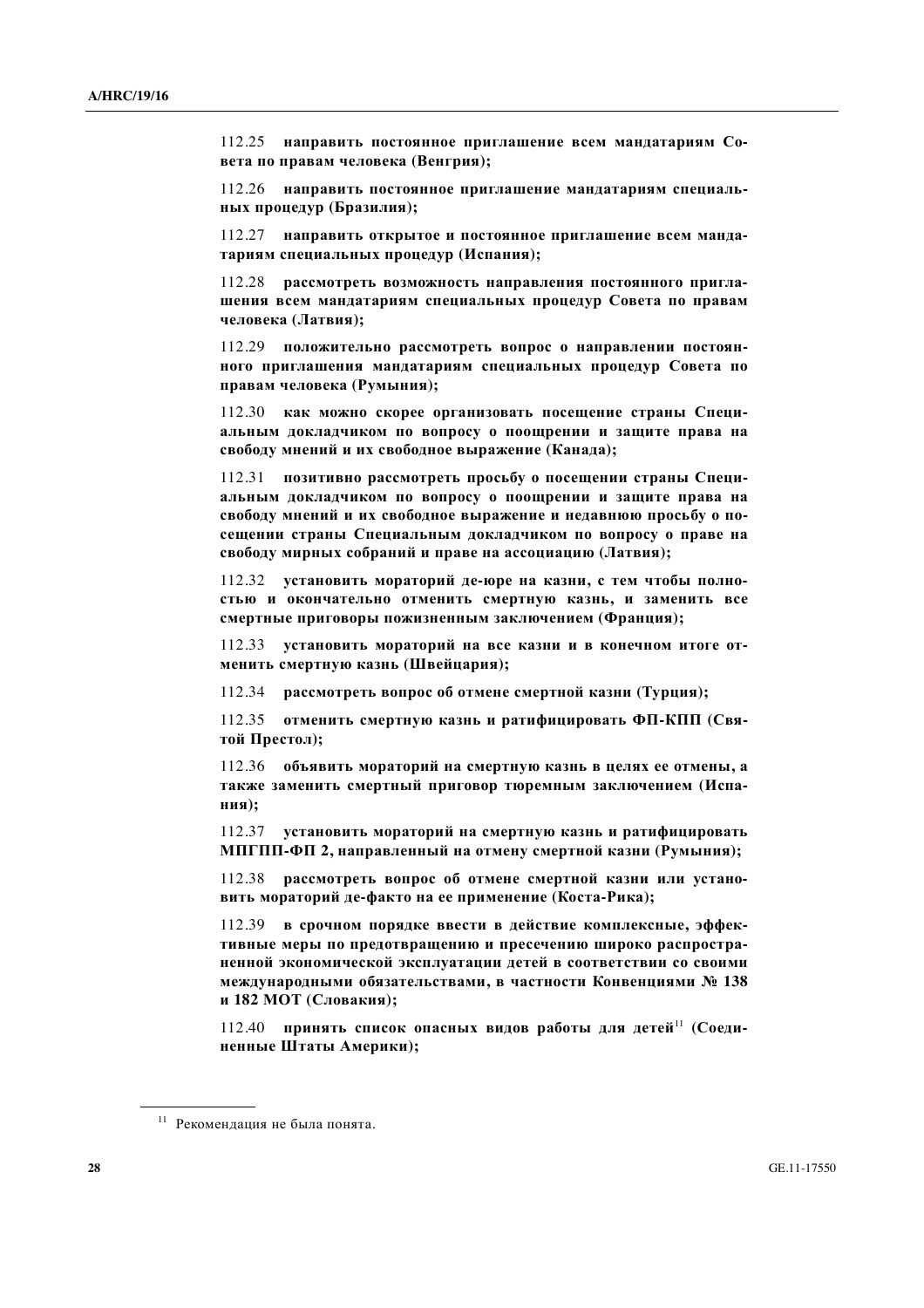112.25 **направить постоянное приглашение всем мандатариям Совета по правам человека (Венгрия);**

112.26 **направить постоянное приглашение мандатариям специальных процедур (Бразилия);**

112.27 **направить открытое и постоянное приглашение всем мандатариям специальных процедур (Испания);**

112.28 **рассмотреть возможность направления постоянного приглашения всем мандатариям специальных процедур Совета по правам человека (Латвия);**

112.29 **положительно рассмотреть вопрос о направлении постоянного приглашения мандатариям специальных процедур Совета по правам человека (Румыния);**

112.30 **как можно скорее организовать посещение страны Специальным докладчиком по вопросу о поощрении и защите права на свободу мнений и их свободное выражение (Канада);**

112.31 **позитивно рассмотреть просьбу о посещении страны Специальным докладчиком по вопросу о поощрении и защите права на свободу мнений и их свободное выражение и недавнюю просьбу о посещении страны Специальным докладчиком по вопросу о праве на свободу мирных собраний и праве на ассоциацию (Латвия);**

112.32 **установить мораторий де-юре на казни, с тем чтобы полностью и окончательно отменить смертную казнь, и заменить все смертные приговоры пожизненным заключением (Франция);**

112.33 **установить мораторий на все казни и в конечном итоге отменить смертную казнь (Швейцария);**

112.34 **рассмотреть вопрос об отмене смертной казни (Турция);**

112.35 **отменить смертную казнь и ратифицировать ФП-КПП (Святой Престол);**

112.36 **объявить мораторий на смертную казнь в целях ее отмены, а также заменить смертный приговор тюремным заключением (Испания);**

112.37 **установить мораторий на смертную казнь и ратифицировать МПГПП-ФП 2, направленный на отмену смертной казни (Румыния);**

112.38 **рассмотреть вопрос об отмене смертной казни или установить мораторий де-факто на ее применение (Коста-Рика);**

112.39 **в срочном порядке ввести в действие комплексные, эффективные меры по предотвращению и пресечению широко распространенной экономической эксплуатации детей в соответствии со своими международными обязательствами, в частности Конвенциями № 138 и 182 МОТ (Словакия);**

112.40 **принять список опасных видов работы для детей[11] (Соединенные Штаты Америки);**

---

[11] Рекомендация не была понята.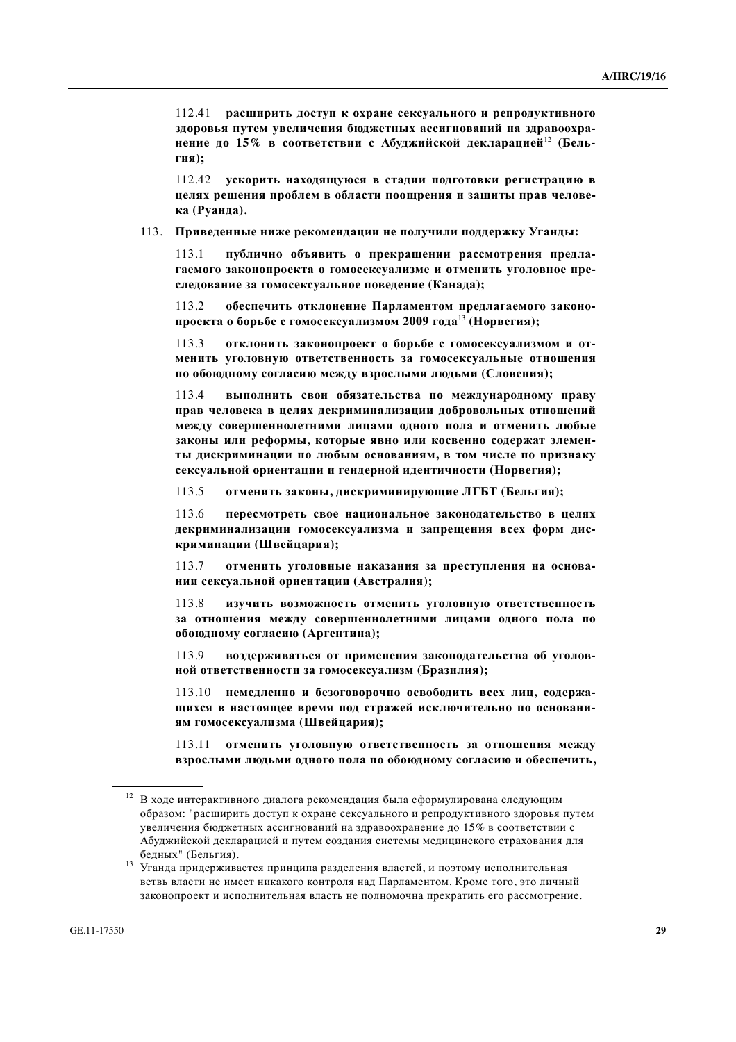112.41 **расширить доступ к охране сексуального и репродуктивного здоровья путем увеличения бюджетных ассигнований на здравоохранение до 15% в соответствии с Абуджийской декларацией**[12] **(Бельгия);**

112.42 **ускорить находящуюся в стадии подготовки регистрацию в целях решения проблем в области поощрения и защиты прав человека (Руанда).**

113. **Приведенные ниже рекомендации не получили поддержку Уганды:**

113.1 **публично объявить о прекращении рассмотрения предлагаемого законопроекта о гомосексуализме и отменить уголовное преследование за гомосексуальное поведение (Канада);**

113.2 **обеспечить отклонение Парламентом предлагаемого законопроекта о борьбе с гомосексуализмом 2009 года**[13] **(Норвегия);**

113.3 **отклонить законопроект о борьбе с гомосексуализмом и отменить уголовную ответственность за гомосексуальные отношения по обоюдному согласию между взрослыми людьми (Словения);**

113.4 **выполнить свои обязательства по международному праву прав человека в целях декриминализации добровольных отношений между совершеннолетними лицами одного пола и отменить любые законы или реформы, которые явно или косвенно содержат элементы дискриминации по любым основаниям, в том числе по признаку сексуальной ориентации и гендерной идентичности (Норвегия);**

113.5 **отменить законы, дискриминирующие ЛГБТ (Бельгия);**

113.6 **пересмотреть свое национальное законодательство в целях декриминализации гомосексуализма и запрещения всех форм дискриминации (Швейцария);**

113.7 **отменить уголовные наказания за преступления на основании сексуальной ориентации (Австралия);**

113.8 **изучить возможность отменить уголовную ответственность за отношения между совершеннолетними лицами одного пола по обоюдному согласию (Аргентина);**

113.9 **воздерживаться от применения законодательства об уголовной ответственности за гомосексуализм (Бразилия);**

113.10 **немедленно и безоговорочно освободить всех лиц, содержащихся в настоящее время под стражей исключительно по основаниям гомосексуализма (Швейцария);**

113.11 **отменить уголовную ответственность за отношения между взрослыми людьми одного пола по обоюдному согласию и обеспечить,**

---

[12] В ходе интерактивного диалога рекомендация была сформулирована следующим образом: "расширить доступ к охране сексуального и репродуктивного здоровья путем увеличения бюджетных ассигнований на здравоохранение до 15% в соответствии с Абуджийской декларацией и путем создания системы медицинского страхования для бедных" (Бельгия).

[13] Уганда придерживается принципа разделения властей, и поэтому исполнительная ветвь власти не имеет никакого контроля над Парламентом. Кроме того, это личный законопроект и исполнительная власть не полномочна прекратить его рассмотрение.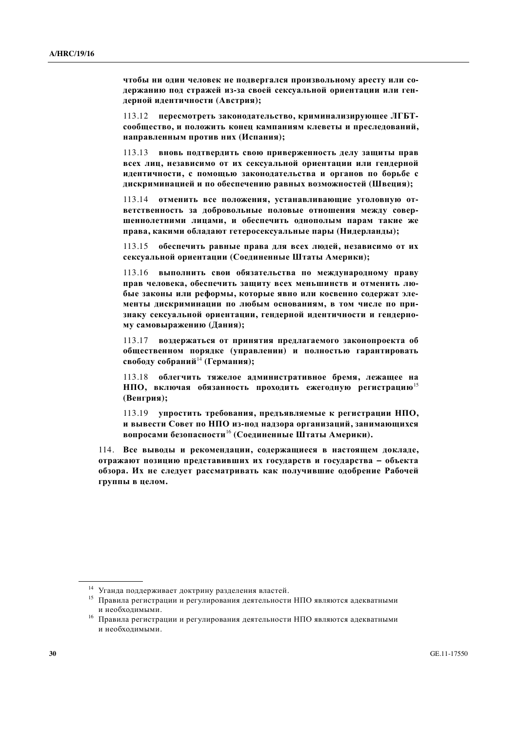**чтобы ни один человек не подвергался произвольному аресту или содержанию под стражей из-за своей сексуальной ориентации или гендерной идентичности (Австрия);**

113.12 **пересмотреть законодательство, криминализирующее ЛГБТ-сообщество, и положить конец кампаниям клеветы и преследований, направленным против них (Испания);**

113.13 **вновь подтвердить свою приверженность делу защиты прав всех лиц, независимо от их сексуальной ориентации или гендерной идентичности, с помощью законодательства и органов по борьбе с дискриминацией и по обеспечению равных возможностей (Швеция);**

113.14 **отменить все положения, устанавливающие уголовную ответственность за добровольные половые отношения между совершеннолетними лицами, и обеспечить однополым парам такие же права, какими обладают гетеросексуальные пары (Нидерланды);**

113.15 **обеспечить равные права для всех людей, независимо от их сексуальной ориентации (Соединенные Штаты Америки);**

113.16 **выполнить свои обязательства по международному праву прав человека, обеспечить защиту всех меньшинств и отменить любые законы или реформы, которые явно или косвенно содержат элементы дискриминации по любым основаниям, в том числе по признаку сексуальной ориентации, гендерной идентичности и гендерному самовыражению (Дания);**

113.17 **воздержаться от принятия предлагаемого законопроекта об общественном порядке (управлении) и полностью гарантировать свободу собраний**[14] **(Германия);**

113.18 **облегчить тяжелое административное бремя, лежащее на НПО, включая обязанность проходить ежегодную регистрацию**[15] **(Венгрия);**

113.19 **упростить требования, предъявляемые к регистрации НПО, и вывести Совет по НПО из-под надзора организаций, занимающихся вопросами безопасности**[16] **(Соединенные Штаты Америки).**

114. **Все выводы и рекомендации, содержащиеся в настоящем докладе, отражают позицию представивших их государств и государства – объекта обзора. Их не следует рассматривать как получившие одобрение Рабочей группы в целом.**

---

[14] Уганда поддерживает доктрину разделения властей.

[15] Правила регистрации и регулирования деятельности НПО являются адекватными и необходимыми.

[16] Правила регистрации и регулирования деятельности НПО являются адекватными и необходимыми.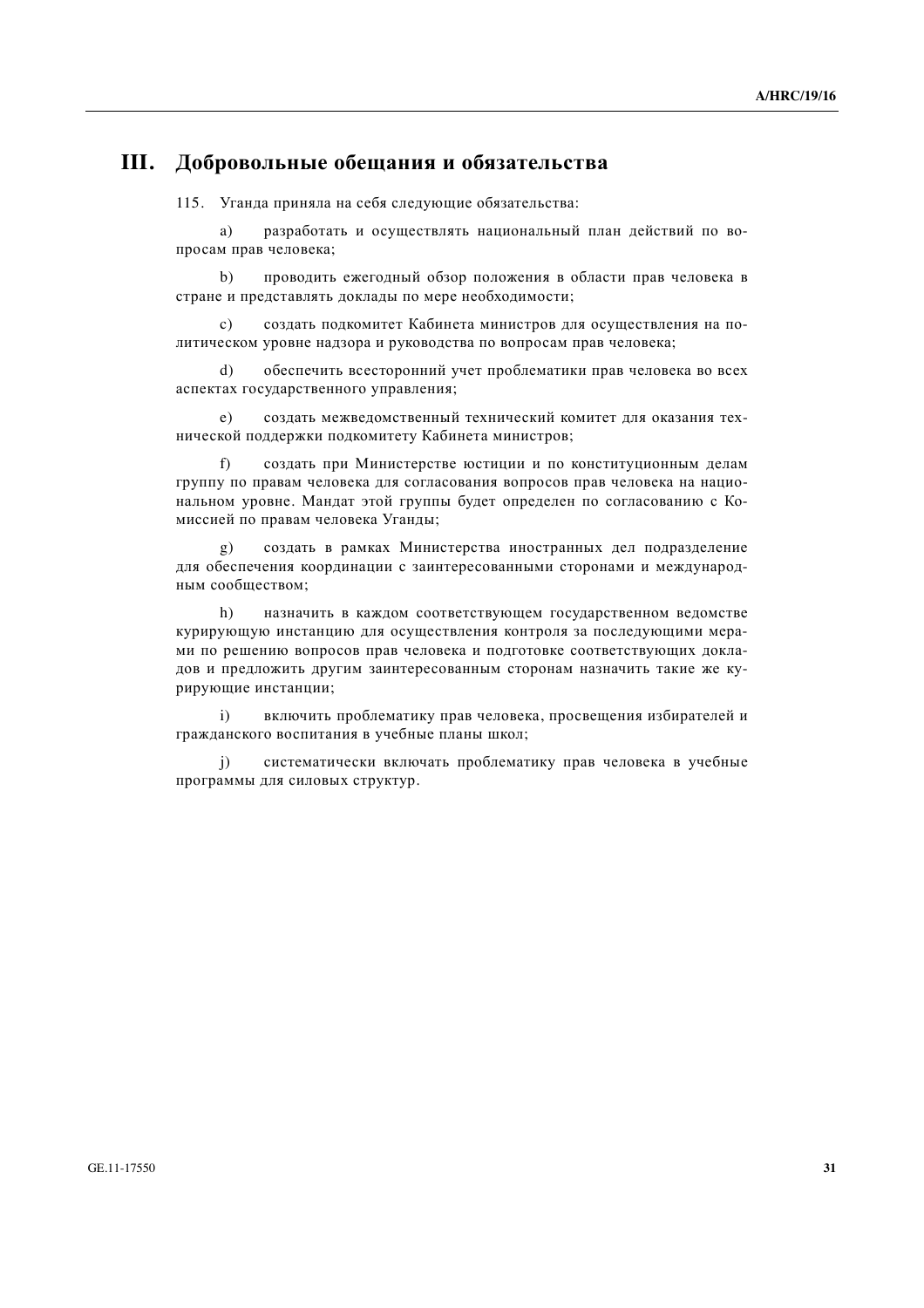## III. Добровольные обещания и обязательства

115. Уганда приняла на себя следующие обязательства:

a) разработать и осуществлять национальный план действий по вопросам прав человека;

b) проводить ежегодный обзор положения в области прав человека в стране и представлять доклады по мере необходимости;

c) создать подкомитет Кабинета министров для осуществления на политическом уровне надзора и руководства по вопросам прав человека;

d) обеспечить всесторонний учет проблематики прав человека во всех аспектах государственного управления;

e) создать межведомственный технический комитет для оказания технической поддержки подкомитету Кабинета министров;

f) создать при Министерстве юстиции и по конституционным делам группу по правам человека для согласования вопросов прав человека на национальном уровне. Мандат этой группы будет определен по согласованию с Комиссией по правам человека Уганды;

g) создать в рамках Министерства иностранных дел подразделение для обеспечения координации с заинтересованными сторонами и международным сообществом;

h) назначить в каждом соответствующем государственном ведомстве курирующую инстанцию для осуществления контроля за последующими мерами по решению вопросов прав человека и подготовке соответствующих докладов и предложить другим заинтересованным сторонам назначить такие же курирующие инстанции;

i) включить проблематику прав человека, просвещения избирателей и гражданского воспитания в учебные планы школ;

j) систематически включать проблематику прав человека в учебные программы для силовых структур.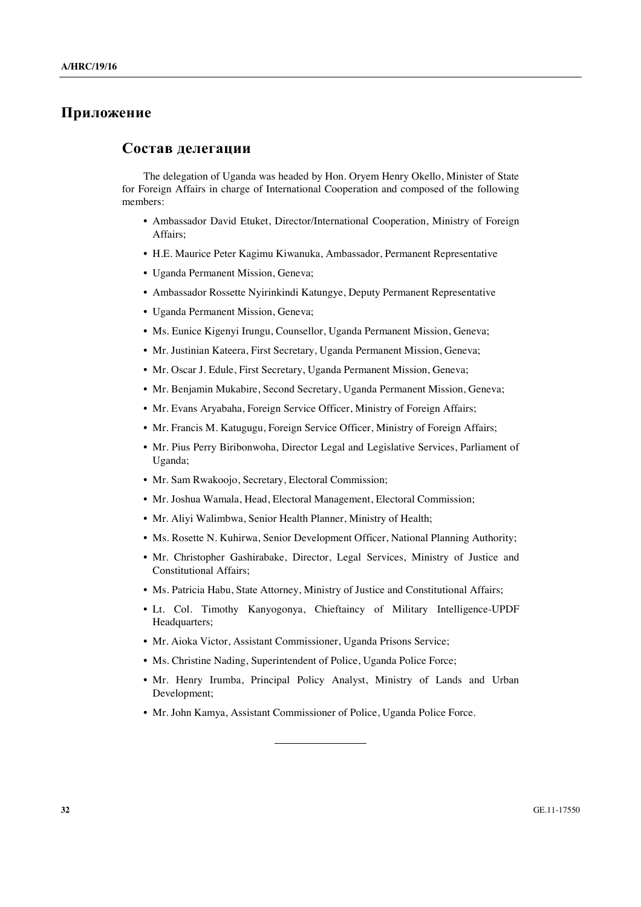# Приложение

## Состав делегации

The delegation of Uganda was headed by Hon. Oryem Henry Okello, Minister of State for Foreign Affairs in charge of International Cooperation and composed of the following members:

- Ambassador David Etuket, Director/International Cooperation, Ministry of Foreign Affairs;
- H.E. Maurice Peter Kagimu Kiwanuka, Ambassador, Permanent Representative
- Uganda Permanent Mission, Geneva;
- Ambassador Rossette Nyirinkindi Katungye, Deputy Permanent Representative
- Uganda Permanent Mission, Geneva;
- Ms. Eunice Kigenyi Irungu, Counsellor, Uganda Permanent Mission, Geneva;
- Mr. Justinian Kateera, First Secretary, Uganda Permanent Mission, Geneva;
- Mr. Oscar J. Edule, First Secretary, Uganda Permanent Mission, Geneva;
- Mr. Benjamin Mukabire, Second Secretary, Uganda Permanent Mission, Geneva;
- Mr. Evans Aryabaha, Foreign Service Officer, Ministry of Foreign Affairs;
- Mr. Francis M. Katugugu, Foreign Service Officer, Ministry of Foreign Affairs;
- Mr. Pius Perry Biribonwoha, Director Legal and Legislative Services, Parliament of Uganda;
- Mr. Sam Rwakoojo, Secretary, Electoral Commission;
- Mr. Joshua Wamala, Head, Electoral Management, Electoral Commission;
- Mr. Aliyi Walimbwa, Senior Health Planner, Ministry of Health;
- Ms. Rosette N. Kuhirwa, Senior Development Officer, National Planning Authority;
- Mr. Christopher Gashirabake, Director, Legal Services, Ministry of Justice and Constitutional Affairs;
- Ms. Patricia Habu, State Attorney, Ministry of Justice and Constitutional Affairs;
- Lt. Col. Timothy Kanyogonya, Chieftaincy of Military Intelligence-UPDF Headquarters;
- Mr. Aioka Victor, Assistant Commissioner, Uganda Prisons Service;
- Ms. Christine Nading, Superintendent of Police, Uganda Police Force;
- Mr. Henry Irumba, Principal Policy Analyst, Ministry of Lands and Urban Development;
- Mr. John Kamya, Assistant Commissioner of Police, Uganda Police Force.